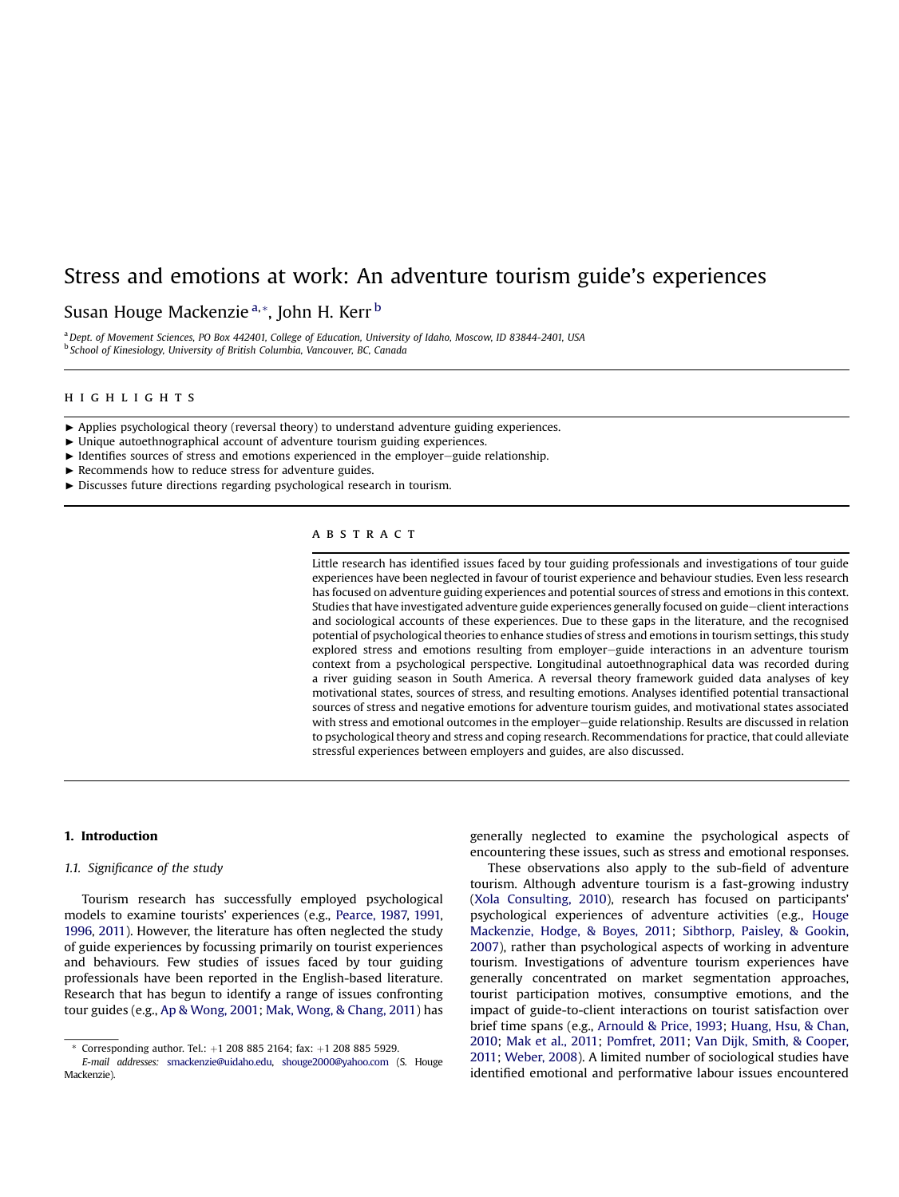# Stress and emotions at work: An adventure tourism guide's experiences

Susan Houge Mackenzie [a,*], John H. Kerr [b]

[a] Dept. of Movement Sciences, PO Box 442401, College of Education, University of Idaho, Moscow, ID 83844-2401, USA
[b] School of Kinesiology, University of British Columbia, Vancouver, BC, Canada

## HIGHLIGHTS

- ► Applies psychological theory (reversal theory) to understand adventure guiding experiences.
- ► Unique autoethnographical account of adventure tourism guiding experiences.
- ► Identifies sources of stress and emotions experienced in the employer–guide relationship.
- ► Recommends how to reduce stress for adventure guides.
- ► Discusses future directions regarding psychological research in tourism.

## ABSTRACT

Little research has identified issues faced by tour guiding professionals and investigations of tour guide experiences have been neglected in favour of tourist experience and behaviour studies. Even less research has focused on adventure guiding experiences and potential sources of stress and emotions in this context. Studies that have investigated adventure guide experiences generally focused on guide–client interactions and sociological accounts of these experiences. Due to these gaps in the literature, and the recognised potential of psychological theories to enhance studies of stress and emotions in tourism settings, this study explored stress and emotions resulting from employer–guide interactions in an adventure tourism context from a psychological perspective. Longitudinal autoethnographical data was recorded during a river guiding season in South America. A reversal theory framework guided data analyses of key motivational states, sources of stress, and resulting emotions. Analyses identified potential transactional sources of stress and negative emotions for adventure tourism guides, and motivational states associated with stress and emotional outcomes in the employer–guide relationship. Results are discussed in relation to psychological theory and stress and coping research. Recommendations for practice, that could alleviate stressful experiences between employers and guides, are also discussed.

## 1. Introduction

### 1.1. Significance of the study

Tourism research has successfully employed psychological models to examine tourists' experiences (e.g., Pearce, 1987, 1991, 1996, 2011). However, the literature has often neglected the study of guide experiences by focussing primarily on tourist experiences and behaviours. Few studies of issues faced by tour guiding professionals have been reported in the English-based literature. Research that has begun to identify a range of issues confronting tour guides (e.g., Ap & Wong, 2001; Mak, Wong, & Chang, 2011) has generally neglected to examine the psychological aspects of encountering these issues, such as stress and emotional responses.

These observations also apply to the sub-field of adventure tourism. Although adventure tourism is a fast-growing industry (Xola Consulting, 2010), research has focused on participants' psychological experiences of adventure activities (e.g., Houge Mackenzie, Hodge, & Boyes, 2011; Sibthorp, Paisley, & Gookin, 2007), rather than psychological aspects of working in adventure tourism. Investigations of adventure tourism experiences have generally concentrated on market segmentation approaches, tourist participation motives, consumptive emotions, and the impact of guide-to-client interactions on tourist satisfaction over brief time spans (e.g., Arnould & Price, 1993; Huang, Hsu, & Chan, 2010; Mak et al., 2011; Pomfret, 2011; Van Dijk, Smith, & Cooper, 2011; Weber, 2008). A limited number of sociological studies have identified emotional and performative labour issues encountered

---

\* Corresponding author. Tel.: +1 208 885 2164; fax: +1 208 885 5929.
E-mail addresses: smackenzie@uidaho.edu, shouge2000@yahoo.com (S. Houge Mackenzie).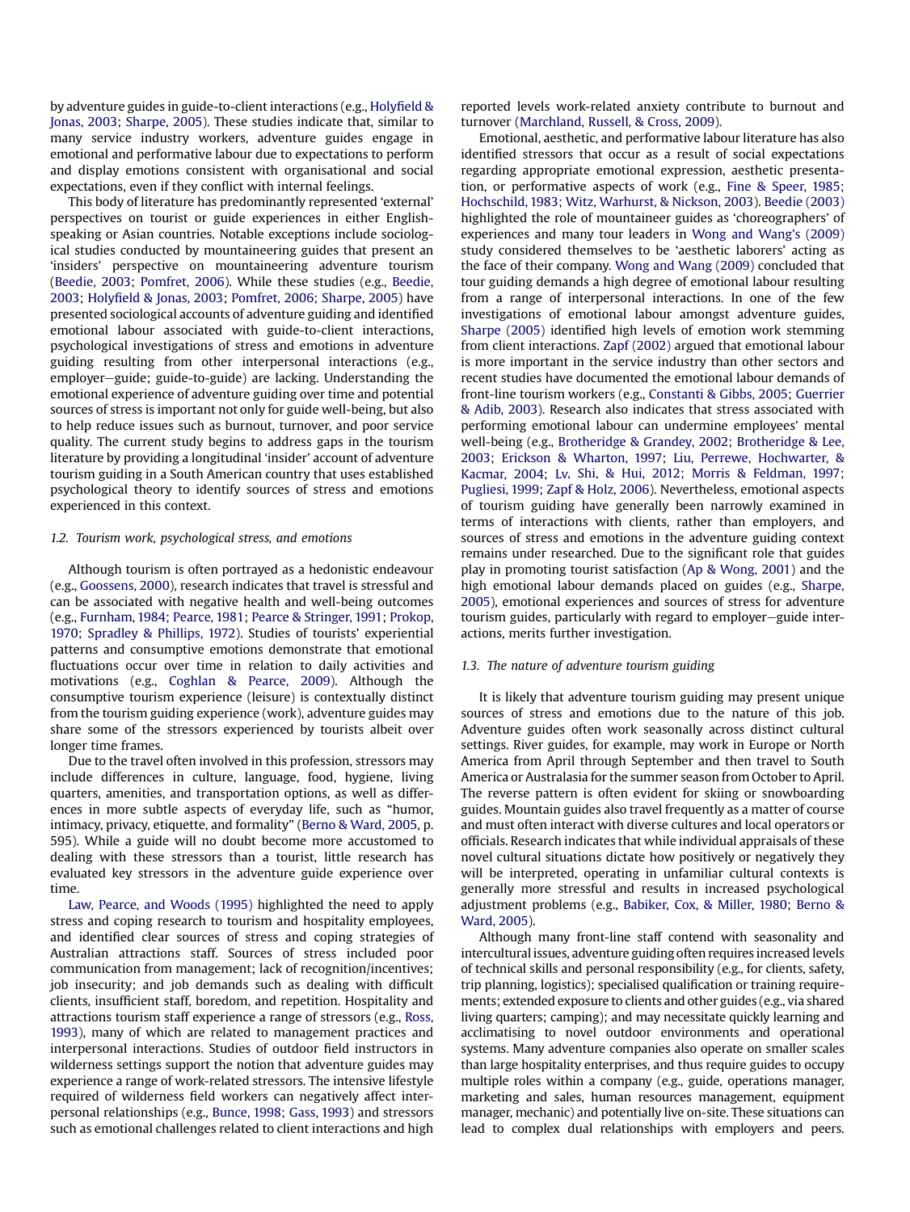by adventure guides in guide-to-client interactions (e.g., Holyfield & Jonas, 2003; Sharpe, 2005). These studies indicate that, similar to many service industry workers, adventure guides engage in emotional and performative labour due to expectations to perform and display emotions consistent with organisational and social expectations, even if they conflict with internal feelings.

This body of literature has predominantly represented 'external' perspectives on tourist or guide experiences in either English-speaking or Asian countries. Notable exceptions include sociological studies conducted by mountaineering guides that present an 'insiders' perspective on mountaineering adventure tourism (Beedie, 2003; Pomfret, 2006). While these studies (e.g., Beedie, 2003; Holyfield & Jonas, 2003; Pomfret, 2006; Sharpe, 2005) have presented sociological accounts of adventure guiding and identified emotional labour associated with guide-to-client interactions, psychological investigations of stress and emotions in adventure guiding resulting from other interpersonal interactions (e.g., employer–guide; guide-to-guide) are lacking. Understanding the emotional experience of adventure guiding over time and potential sources of stress is important not only for guide well-being, but also to help reduce issues such as burnout, turnover, and poor service quality. The current study begins to address gaps in the tourism literature by providing a longitudinal 'insider' account of adventure tourism guiding in a South American country that uses established psychological theory to identify sources of stress and emotions experienced in this context.

### 1.2. Tourism work, psychological stress, and emotions

Although tourism is often portrayed as a hedonistic endeavour (e.g., Goossens, 2000), research indicates that travel is stressful and can be associated with negative health and well-being outcomes (e.g., Furnham, 1984; Pearce, 1981; Pearce & Stringer, 1991; Prokop, 1970; Spradley & Phillips, 1972). Studies of tourists' experiential patterns and consumptive emotions demonstrate that emotional fluctuations occur over time in relation to daily activities and motivations (e.g., Coghlan & Pearce, 2009). Although the consumptive tourism experience (leisure) is contextually distinct from the tourism guiding experience (work), adventure guides may share some of the stressors experienced by tourists albeit over longer time frames.

Due to the travel often involved in this profession, stressors may include differences in culture, language, food, hygiene, living quarters, amenities, and transportation options, as well as differences in more subtle aspects of everyday life, such as "humor, intimacy, privacy, etiquette, and formality" (Berno & Ward, 2005, p. 595). While a guide will no doubt become more accustomed to dealing with these stressors than a tourist, little research has evaluated key stressors in the adventure guide experience over time.

Law, Pearce, and Woods (1995) highlighted the need to apply stress and coping research to tourism and hospitality employees, and identified clear sources of stress and coping strategies of Australian attractions staff. Sources of stress included poor communication from management; lack of recognition/incentives; job insecurity; and job demands such as dealing with difficult clients, insufficient staff, boredom, and repetition. Hospitality and attractions tourism staff experience a range of stressors (e.g., Ross, 1993), many of which are related to management practices and interpersonal interactions. Studies of outdoor field instructors in wilderness settings support the notion that adventure guides may experience a range of work-related stressors. The intensive lifestyle required of wilderness field workers can negatively affect interpersonal relationships (e.g., Bunce, 1998; Gass, 1993) and stressors such as emotional challenges related to client interactions and high reported levels work-related anxiety contribute to burnout and turnover (Marchland, Russell, & Cross, 2009).

Emotional, aesthetic, and performative labour literature has also identified stressors that occur as a result of social expectations regarding appropriate emotional expression, aesthetic presentation, or performative aspects of work (e.g., Fine & Speer, 1985; Hochschild, 1983; Witz, Warhurst, & Nickson, 2003). Beedie (2003) highlighted the role of mountaineer guides as 'choreographers' of experiences and many tour leaders in Wong and Wang's (2009) study considered themselves to be 'aesthetic laborers' acting as the face of their company. Wong and Wang (2009) concluded that tour guiding demands a high degree of emotional labour resulting from a range of interpersonal interactions. In one of the few investigations of emotional labour amongst adventure guides, Sharpe (2005) identified high levels of emotion work stemming from client interactions. Zapf (2002) argued that emotional labour is more important in the service industry than other sectors and recent studies have documented the emotional labour demands of front-line tourism workers (e.g., Constanti & Gibbs, 2005; Guerrier & Adib, 2003). Research also indicates that stress associated with performing emotional labour can undermine employees' mental well-being (e.g., Brotheridge & Grandey, 2002; Brotheridge & Lee, 2003; Erickson & Wharton, 1997; Liu, Perrewe, Hochwarter, & Kacmar, 2004; Lv, Shi, & Hui, 2012; Morris & Feldman, 1997; Pugliesi, 1999; Zapf & Holz, 2006). Nevertheless, emotional aspects of tourism guiding have generally been narrowly examined in terms of interactions with clients, rather than employers, and sources of stress and emotions in the adventure guiding context remains under researched. Due to the significant role that guides play in promoting tourist satisfaction (Ap & Wong, 2001) and the high emotional labour demands placed on guides (e.g., Sharpe, 2005), emotional experiences and sources of stress for adventure tourism guides, particularly with regard to employer–guide interactions, merits further investigation.

### 1.3. The nature of adventure tourism guiding

It is likely that adventure tourism guiding may present unique sources of stress and emotions due to the nature of this job. Adventure guides often work seasonally across distinct cultural settings. River guides, for example, may work in Europe or North America from April through September and then travel to South America or Australasia for the summer season from October to April. The reverse pattern is often evident for skiing or snowboarding guides. Mountain guides also travel frequently as a matter of course and must often interact with diverse cultures and local operators or officials. Research indicates that while individual appraisals of these novel cultural situations dictate how positively or negatively they will be interpreted, operating in unfamiliar cultural contexts is generally more stressful and results in increased psychological adjustment problems (e.g., Babiker, Cox, & Miller, 1980; Berno & Ward, 2005).

Although many front-line staff contend with seasonality and intercultural issues, adventure guiding often requires increased levels of technical skills and personal responsibility (e.g., for clients, safety, trip planning, logistics); specialised qualification or training requirements; extended exposure to clients and other guides (e.g., via shared living quarters; camping); and may necessitate quickly learning and acclimatising to novel outdoor environments and operational systems. Many adventure companies also operate on smaller scales than large hospitality enterprises, and thus require guides to occupy multiple roles within a company (e.g., guide, operations manager, marketing and sales, human resources management, equipment manager, mechanic) and potentially live on-site. These situations can lead to complex dual relationships with employers and peers.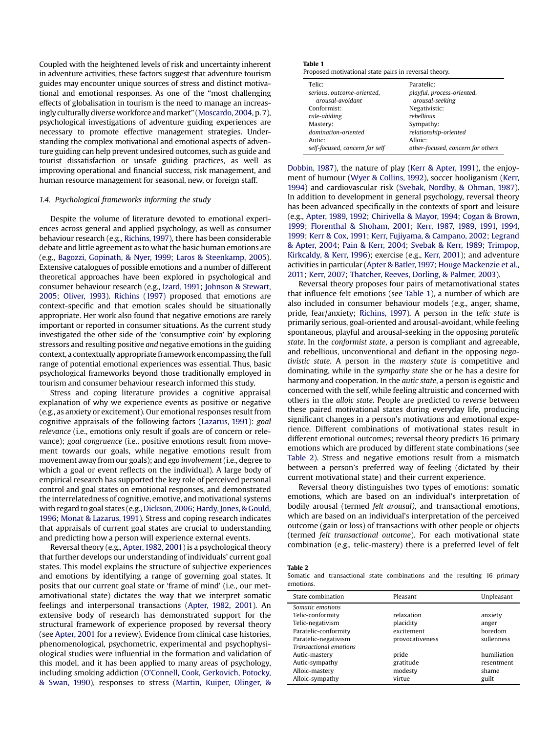Coupled with the heightened levels of risk and uncertainty inherent in adventure activities, these factors suggest that adventure tourism guides may encounter unique sources of stress and distinct motivational and emotional responses. As one of the "most challenging effects of globalisation in tourism is the need to manage an increasingly culturally diverse workforce and market" (Moscardo, 2004, p. 7), psychological investigations of adventure guiding experiences are necessary to promote effective management strategies. Understanding the complex motivational and emotional aspects of adventure guiding can help prevent undesired outcomes, such as guide and tourist dissatisfaction or unsafe guiding practices, as well as improving operational and financial success, risk management, and human resource management for seasonal, new, or foreign staff.

### 1.4. Psychological frameworks informing the study

Despite the volume of literature devoted to emotional experiences across general and applied psychology, as well as consumer behaviour research (e.g., Richins, 1997), there has been considerable debate and little agreement as to what the basic human emotions are (e.g., Bagozzi, Gopinath, & Nyer, 1999; Laros & Steenkamp, 2005). Extensive catalogues of possible emotions and a number of different theoretical approaches have been explored in psychological and consumer behaviour research (e.g., Izard, 1991; Johnson & Stewart, 2005; Oliver, 1993). Richins (1997) proposed that emotions are context-specific and that emotion scales should be situationally appropriate. Her work also found that negative emotions are rarely important or reported in consumer situations. As the current study investigated the other side of the 'consumptive coin' by exploring stressors and resulting positive *and* negative emotions in the guiding context, a contextually appropriate framework encompassing the full range of potential emotional experiences was essential. Thus, basic psychological frameworks beyond those traditionally employed in tourism and consumer behaviour research informed this study.

Stress and coping literature provides a cognitive appraisal explanation of why we experience events as positive or negative (e.g., as anxiety or excitement). Our emotional responses result from cognitive appraisals of the following factors (Lazarus, 1991): *goal relevance* (i.e., emotions only result if goals are of concern or relevance); *goal congruence* (i.e., positive emotions result from movement towards our goals, while negative emotions result from movement away from our goals); and *ego involvement* (i.e., degree to which a goal or event reflects on the individual). A large body of empirical research has supported the key role of perceived personal control and goal states on emotional responses, and demonstrated the interrelatedness of cognitive, emotive, and motivational systems with regard to goal states (e.g., Dickson, 2006; Hardy, Jones, & Gould, 1996; Monat & Lazarus, 1991). Stress and coping research indicates that appraisals of current goal states are crucial to understanding and predicting how a person will experience external events.

Reversal theory (e.g., Apter, 1982, 2001) is a psychological theory that further develops our understanding of individuals' current goal states. This model explains the structure of subjective experiences and emotions by identifying a range of governing goal states. It posits that our current goal state or 'frame of mind' (i.e., our metamotivational state) dictates the way that we interpret somatic feelings and interpersonal transactions (Apter, 1982, 2001). An extensive body of research has demonstrated support for the structural framework of experience proposed by reversal theory (see Apter, 2001 for a review). Evidence from clinical case histories, phenomenological, psychometric, experimental and psychophysiological studies were influential in the formation and validation of this model, and it has been applied to many areas of psychology, including smoking addiction (O'Connell, Cook, Gerkovich, Potocky, & Swan, 1990), responses to stress (Martin, Kuiper, Olinger, & Dobbin, 1987), the nature of play (Kerr & Apter, 1991), the enjoyment of humour (Wyer & Collins, 1992), soccer hooliganism (Kerr, 1994) and cardiovascular risk (Svebak, Nordby, & Ohman, 1987). In addition to development in general psychology, reversal theory has been advanced specifically in the contexts of sport and leisure (e.g., Apter, 1989, 1992; Chirivella & Mayor, 1994; Cogan & Brown, 1999; Florenthal & Shoham, 2001; Kerr, 1987, 1989, 1991, 1994, 1999; Kerr & Cox, 1991; Kerr, Fujiyama, & Campano, 2002; Legrand & Apter, 2004; Pain & Kerr, 2004; Svebak & Kerr, 1989; Trimpop, Kirkcaldy, & Kerr, 1996); exercise (e.g., Kerr, 2001); and adventure activities in particular (Apter & Batler, 1997; Houge Mackenzie et al., 2011; Kerr, 2007; Thatcher, Reeves, Dorling, & Palmer, 2003).

**Table 1**
Proposed motivational state pairs in reversal theory.

| | |
|---|---|
| Telic: | Paratelic: |
| *serious, outcome-oriented, arousal-avoidant* | *playful, process-oriented, arousal-seeking* |
| Conformist: | Negativistic: |
| *rule-abiding* | *rebellious* |
| Mastery: | Sympathy: |
| *domination-oriented* | *relationship-oriented* |
| Autic: | Alloic: |
| *self-focused, concern for self* | *other-focused, concern for others* |

Reversal theory proposes four pairs of metamotivational states that influence felt emotions (see Table 1), a number of which are also included in consumer behaviour models (e.g., anger, shame, pride, fear/anxiety; Richins, 1997). A person in the *telic state* is primarily serious, goal-oriented and arousal-avoidant, while feeling spontaneous, playful and arousal-seeking in the opposing *paratelic state*. In the *conformist state*, a person is compliant and agreeable, and rebellious, unconventional and defiant in the opposing *negativistic state*. A person in the *mastery state* is competitive and dominating, while in the *sympathy state* she or he has a desire for harmony and cooperation. In the *autic state*, a person is egoistic and concerned with the self, while feeling altruistic and concerned with others in the *alloic state*. People are predicted to *reverse* between these paired motivational states during everyday life, producing significant changes in a person's motivations and emotional experience. Different combinations of motivational states result in different emotional outcomes; reversal theory predicts 16 primary emotions which are produced by different state combinations (see Table 2). Stress and negative emotions result from a mismatch between a person's preferred way of feeling (dictated by their current motivational state) and their current experience.

Reversal theory distinguishes two types of emotions: somatic emotions, which are based on an individual's interpretation of bodily arousal (termed *felt arousal*), and transactional emotions, which are based on an individual's interpretation of the perceived outcome (gain or loss) of transactions with other people or objects (termed *felt transactional outcome*). For each motivational state combination (e.g., telic-mastery) there is a preferred level of felt

**Table 2**
Somatic and transactional state combinations and the resulting 16 primary emotions.

| State combination | Pleasant | Unpleasant |
|---|---|---|
| *Somatic emotions* | | |
| Telic-conformity | relaxation | anxiety |
| Telic-negativism | placidity | anger |
| Paratelic-conformity | excitement | boredom |
| Paratelic-negativism | provocativeness | sullenness |
| *Transactional emotions* | | |
| Autic-mastery | pride | humiliation |
| Autic-sympathy | gratitude | resentment |
| Alloic-mastery | modesty | shame |
| Alloic-sympathy | virtue | guilt |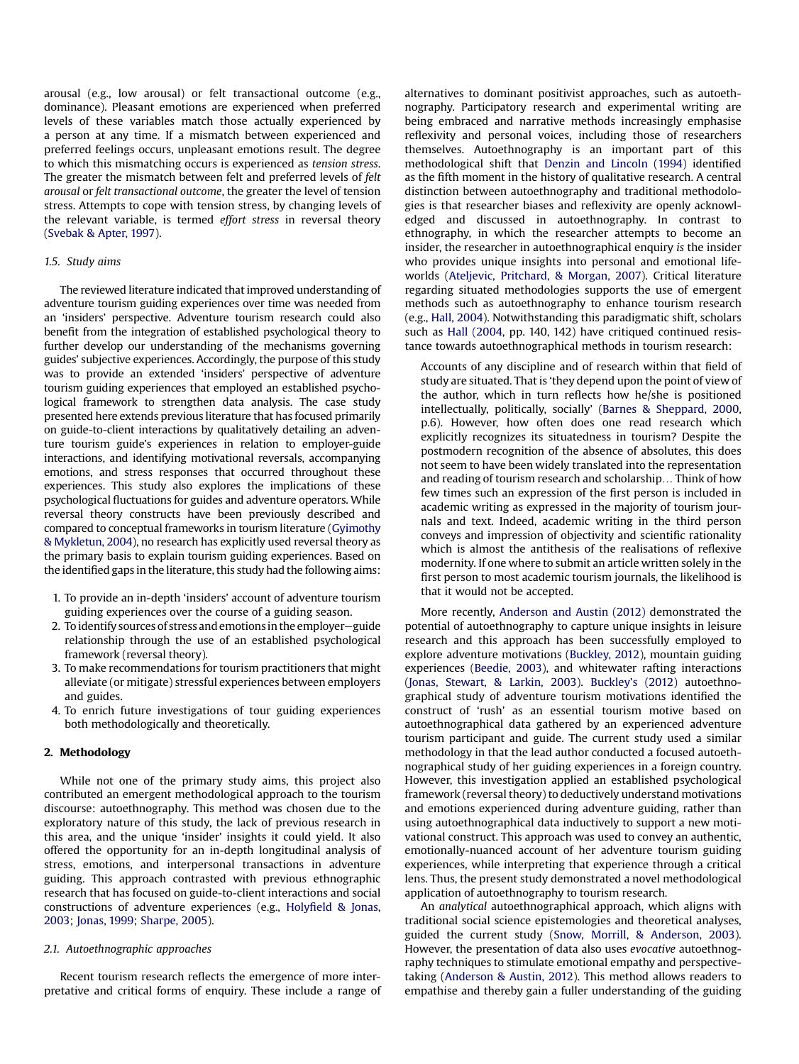arousal (e.g., low arousal) or felt transactional outcome (e.g., dominance). Pleasant emotions are experienced when preferred levels of these variables match those actually experienced by a person at any time. If a mismatch between experienced and preferred feelings occurs, unpleasant emotions result. The degree to which this mismatching occurs is experienced as *tension stress*. The greater the mismatch between felt and preferred levels of *felt arousal* or *felt transactional outcome*, the greater the level of tension stress. Attempts to cope with tension stress, by changing levels of the relevant variable, is termed *effort stress* in reversal theory (Svebak & Apter, 1997).

### 1.5. Study aims

The reviewed literature indicated that improved understanding of adventure tourism guiding experiences over time was needed from an 'insiders' perspective. Adventure tourism research could also benefit from the integration of established psychological theory to further develop our understanding of the mechanisms governing guides' subjective experiences. Accordingly, the purpose of this study was to provide an extended 'insiders' perspective of adventure tourism guiding experiences that employed an established psychological framework to strengthen data analysis. The case study presented here extends previous literature that has focused primarily on guide-to-client interactions by qualitatively detailing an adventure tourism guide's experiences in relation to employer-guide interactions, and identifying motivational reversals, accompanying emotions, and stress responses that occurred throughout these experiences. This study also explores the implications of these psychological fluctuations for guides and adventure operators. While reversal theory constructs have been previously described and compared to conceptual frameworks in tourism literature (Gyimothy & Mykletun, 2004), no research has explicitly used reversal theory as the primary basis to explain tourism guiding experiences. Based on the identified gaps in the literature, this study had the following aims:

1. To provide an in-depth 'insiders' account of adventure tourism guiding experiences over the course of a guiding season.
2. To identify sources of stress and emotions in the employer–guide relationship through the use of an established psychological framework (reversal theory).
3. To make recommendations for tourism practitioners that might alleviate (or mitigate) stressful experiences between employers and guides.
4. To enrich future investigations of tour guiding experiences both methodologically and theoretically.

## 2. Methodology

While not one of the primary study aims, this project also contributed an emergent methodological approach to the tourism discourse: autoethnography. This method was chosen due to the exploratory nature of this study, the lack of previous research in this area, and the unique 'insider' insights it could yield. It also offered the opportunity for an in-depth longitudinal analysis of stress, emotions, and interpersonal transactions in adventure guiding. This approach contrasted with previous ethnographic research that has focused on guide-to-client interactions and social constructions of adventure experiences (e.g., Holyfield & Jonas, 2003; Jonas, 1999; Sharpe, 2005).

### 2.1. Autoethnographic approaches

Recent tourism research reflects the emergence of more interpretative and critical forms of enquiry. These include a range of alternatives to dominant positivist approaches, such as autoethnography. Participatory research and experimental writing are being embraced and narrative methods increasingly emphasise reflexivity and personal voices, including those of researchers themselves. Autoethnography is an important part of this methodological shift that Denzin and Lincoln (1994) identified as the fifth moment in the history of qualitative research. A central distinction between autoethnography and traditional methodologies is that researcher biases and reflexivity are openly acknowledged and discussed in autoethnography. In contrast to ethnography, in which the researcher attempts to become an insider, the researcher in autoethnographical enquiry *is* the insider who provides unique insights into personal and emotional lifeworlds (Ateljevic, Pritchard, & Morgan, 2007). Critical literature regarding situated methodologies supports the use of emergent methods such as autoethnography to enhance tourism research (e.g., Hall, 2004). Notwithstanding this paradigmatic shift, scholars such as Hall (2004, pp. 140, 142) have critiqued continued resistance towards autoethnographical methods in tourism research:

> Accounts of any discipline and of research within that field of study are situated. That is 'they depend upon the point of view of the author, which in turn reflects how he/she is positioned intellectually, politically, socially' (Barnes & Sheppard, 2000, p.6). However, how often does one read research which explicitly recognizes its situatedness in tourism? Despite the postmodern recognition of the absence of absolutes, this does not seem to have been widely translated into the representation and reading of tourism research and scholarship… Think of how few times such an expression of the first person is included in academic writing as expressed in the majority of tourism journals and text. Indeed, academic writing in the third person conveys and impression of objectivity and scientific rationality which is almost the antithesis of the realisations of reflexive modernity. If one where to submit an article written solely in the first person to most academic tourism journals, the likelihood is that it would not be accepted.

More recently, Anderson and Austin (2012) demonstrated the potential of autoethnography to capture unique insights in leisure research and this approach has been successfully employed to explore adventure motivations (Buckley, 2012), mountain guiding experiences (Beedie, 2003), and whitewater rafting interactions (Jonas, Stewart, & Larkin, 2003). Buckley's (2012) autoethnographical study of adventure tourism motivations identified the construct of 'rush' as an essential tourism motive based on autoethnographical data gathered by an experienced adventure tourism participant and guide. The current study used a similar methodology in that the lead author conducted a focused autoethnographical study of her guiding experiences in a foreign country. However, this investigation applied an established psychological framework (reversal theory) to deductively understand motivations and emotions experienced during adventure guiding, rather than using autoethnographical data inductively to support a new motivational construct. This approach was used to convey an authentic, emotionally-nuanced account of her adventure tourism guiding experiences, while interpreting that experience through a critical lens. Thus, the present study demonstrated a novel methodological application of autoethnography to tourism research.

An *analytical* autoethnographical approach, which aligns with traditional social science epistemologies and theoretical analyses, guided the current study (Snow, Morrill, & Anderson, 2003). However, the presentation of data also uses *evocative* autoethnography techniques to stimulate emotional empathy and perspective-taking (Anderson & Austin, 2012). This method allows readers to empathise and thereby gain a fuller understanding of the guiding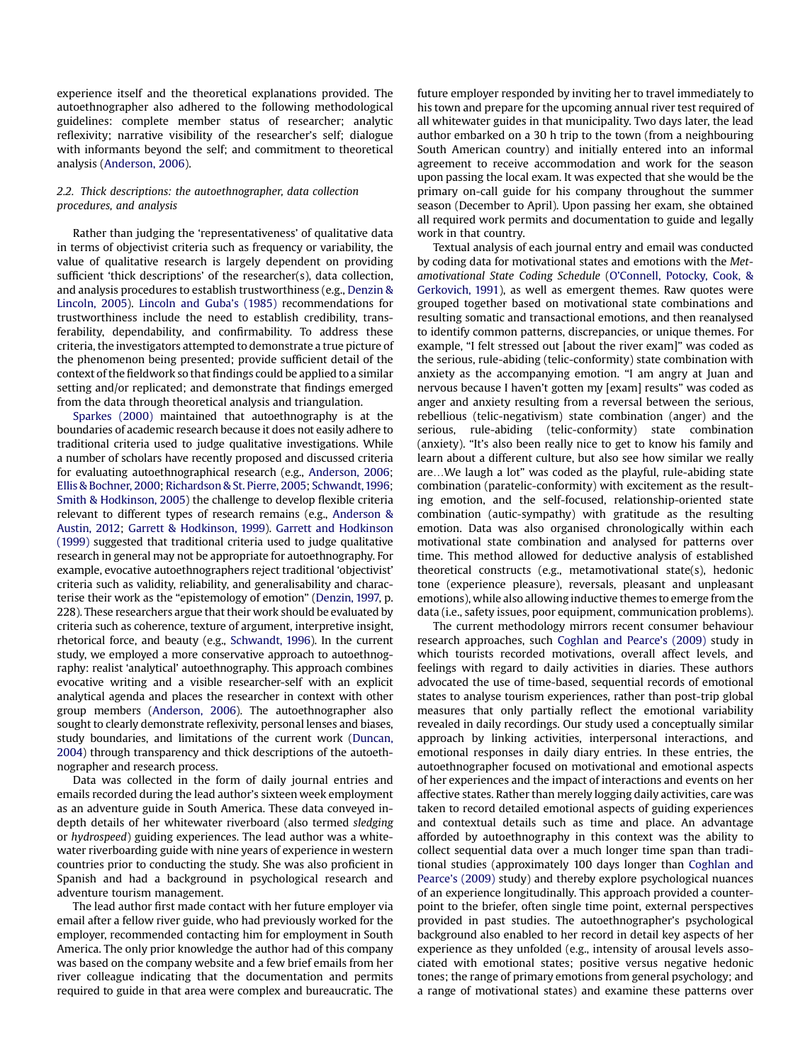experience itself and the theoretical explanations provided. The autoethnographer also adhered to the following methodological guidelines: complete member status of researcher; analytic reflexivity; narrative visibility of the researcher's self; dialogue with informants beyond the self; and commitment to theoretical analysis (Anderson, 2006).

### 2.2. Thick descriptions: the autoethnographer, data collection procedures, and analysis

Rather than judging the 'representativeness' of qualitative data in terms of objectivist criteria such as frequency or variability, the value of qualitative research is largely dependent on providing sufficient 'thick descriptions' of the researcher(s), data collection, and analysis procedures to establish trustworthiness (e.g., Denzin & Lincoln, 2005). Lincoln and Guba's (1985) recommendations for trustworthiness include the need to establish credibility, transferability, dependability, and confirmability. To address these criteria, the investigators attempted to demonstrate a true picture of the phenomenon being presented; provide sufficient detail of the context of the fieldwork so that findings could be applied to a similar setting and/or replicated; and demonstrate that findings emerged from the data through theoretical analysis and triangulation.

Sparkes (2000) maintained that autoethnography is at the boundaries of academic research because it does not easily adhere to traditional criteria used to judge qualitative investigations. While a number of scholars have recently proposed and discussed criteria for evaluating autoethnographical research (e.g., Anderson, 2006; Ellis & Bochner, 2000; Richardson & St. Pierre, 2005; Schwandt, 1996; Smith & Hodkinson, 2005) the challenge to develop flexible criteria relevant to different types of research remains (e.g., Anderson & Austin, 2012; Garrett & Hodkinson, 1999). Garrett and Hodkinson (1999) suggested that traditional criteria used to judge qualitative research in general may not be appropriate for autoethnography. For example, evocative autoethnographers reject traditional 'objectivist' criteria such as validity, reliability, and generalisability and characterise their work as the "epistemology of emotion" (Denzin, 1997, p. 228). These researchers argue that their work should be evaluated by criteria such as coherence, texture of argument, interpretive insight, rhetorical force, and beauty (e.g., Schwandt, 1996). In the current study, we employed a more conservative approach to autoethnography: realist 'analytical' autoethnography. This approach combines evocative writing and a visible researcher-self with an explicit analytical agenda and places the researcher in context with other group members (Anderson, 2006). The autoethnographer also sought to clearly demonstrate reflexivity, personal lenses and biases, study boundaries, and limitations of the current work (Duncan, 2004) through transparency and thick descriptions of the autoethnographer and research process.

Data was collected in the form of daily journal entries and emails recorded during the lead author's sixteen week employment as an adventure guide in South America. These data conveyed in-depth details of her whitewater riverboard (also termed *sledging* or *hydrospeed*) guiding experiences. The lead author was a whitewater riverboarding guide with nine years of experience in western countries prior to conducting the study. She was also proficient in Spanish and had a background in psychological research and adventure tourism management.

The lead author first made contact with her future employer via email after a fellow river guide, who had previously worked for the employer, recommended contacting him for employment in South America. The only prior knowledge the author had of this company was based on the company website and a few brief emails from her river colleague indicating that the documentation and permits required to guide in that area were complex and bureaucratic. The future employer responded by inviting her to travel immediately to his town and prepare for the upcoming annual river test required of all whitewater guides in that municipality. Two days later, the lead author embarked on a 30 h trip to the town (from a neighbouring South American country) and initially entered into an informal agreement to receive accommodation and work for the season upon passing the local exam. It was expected that she would be the primary on-call guide for his company throughout the summer season (December to April). Upon passing her exam, she obtained all required work permits and documentation to guide and legally work in that country.

Textual analysis of each journal entry and email was conducted by coding data for motivational states and emotions with the *Metamotivational State Coding Schedule* (O'Connell, Potocky, Cook, & Gerkovich, 1991), as well as emergent themes. Raw quotes were grouped together based on motivational state combinations and resulting somatic and transactional emotions, and then reanalysed to identify common patterns, discrepancies, or unique themes. For example, "I felt stressed out [about the river exam]" was coded as the serious, rule-abiding (telic-conformity) state combination with anxiety as the accompanying emotion. "I am angry at Juan and nervous because I haven't gotten my [exam] results" was coded as anger and anxiety resulting from a reversal between the serious, rebellious (telic-negativism) state combination (anger) and the serious, rule-abiding (telic-conformity) state combination (anxiety). "It's also been really nice to get to know his family and learn about a different culture, but also see how similar we really are…We laugh a lot" was coded as the playful, rule-abiding state combination (paratelic-conformity) with excitement as the resulting emotion, and the self-focused, relationship-oriented state combination (autic-sympathy) with gratitude as the resulting emotion. Data was also organised chronologically within each motivational state combination and analysed for patterns over time. This method allowed for deductive analysis of established theoretical constructs (e.g., metamotivational state(s), hedonic tone (experience pleasure), reversals, pleasant and unpleasant emotions), while also allowing inductive themes to emerge from the data (i.e., safety issues, poor equipment, communication problems).

The current methodology mirrors recent consumer behaviour research approaches, such Coghlan and Pearce's (2009) study in which tourists recorded motivations, overall affect levels, and feelings with regard to daily activities in diaries. These authors advocated the use of time-based, sequential records of emotional states to analyse tourism experiences, rather than post-trip global measures that only partially reflect the emotional variability revealed in daily recordings. Our study used a conceptually similar approach by linking activities, interpersonal interactions, and emotional responses in daily diary entries. In these entries, the autoethnographer focused on motivational and emotional aspects of her experiences and the impact of interactions and events on her affective states. Rather than merely logging daily activities, care was taken to record detailed emotional aspects of guiding experiences and contextual details such as time and place. An advantage afforded by autoethnography in this context was the ability to collect sequential data over a much longer time span than traditional studies (approximately 100 days longer than Coghlan and Pearce's (2009) study) and thereby explore psychological nuances of an experience longitudinally. This approach provided a counterpoint to the briefer, often single time point, external perspectives provided in past studies. The autoethnographer's psychological background also enabled to her record in detail key aspects of her experience as they unfolded (e.g., intensity of arousal levels associated with emotional states; positive versus negative hedonic tones; the range of primary emotions from general psychology; and a range of motivational states) and examine these patterns over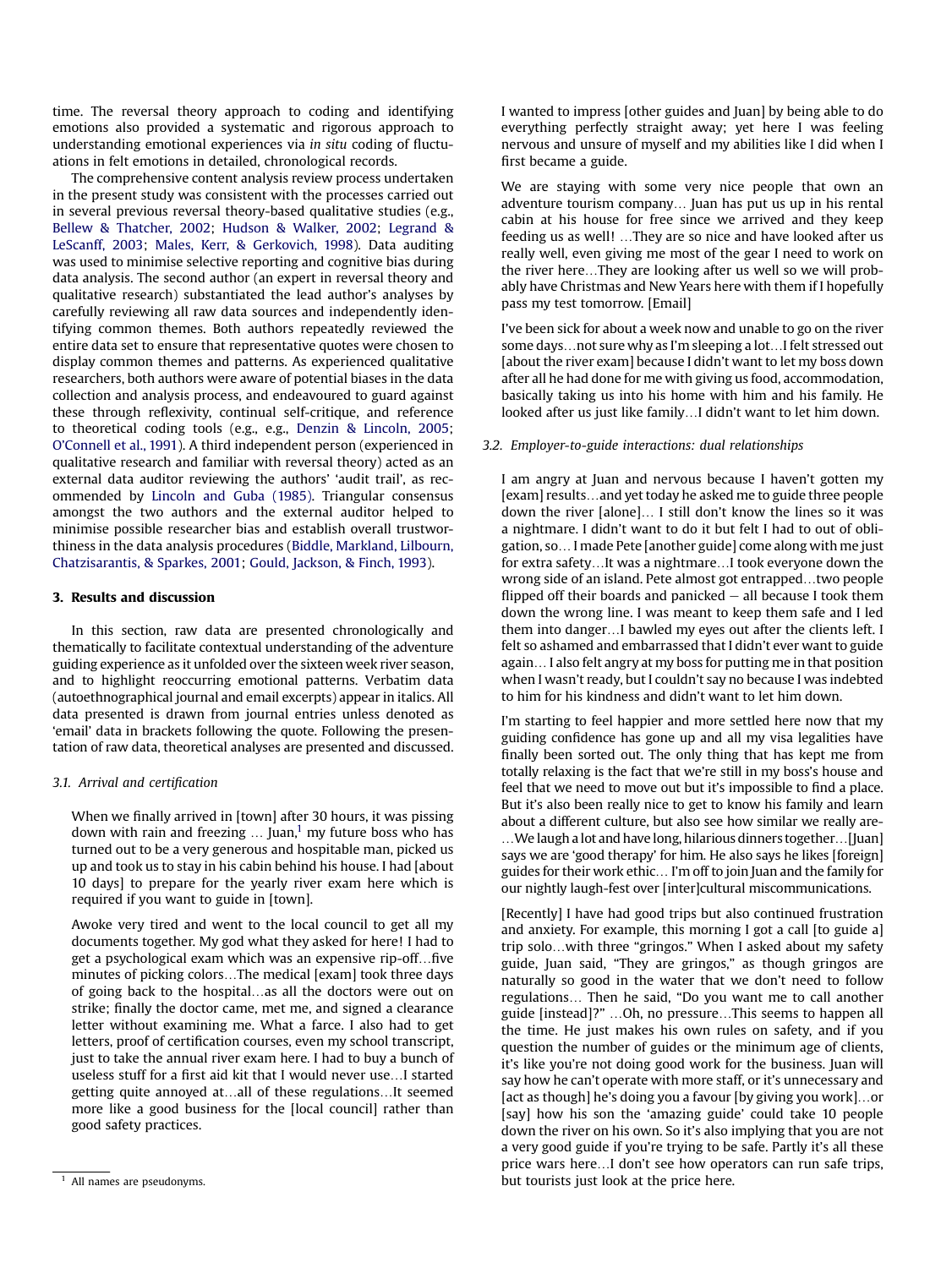time. The reversal theory approach to coding and identifying emotions also provided a systematic and rigorous approach to understanding emotional experiences via *in situ* coding of fluctuations in felt emotions in detailed, chronological records.

The comprehensive content analysis review process undertaken in the present study was consistent with the processes carried out in several previous reversal theory-based qualitative studies (e.g., Bellew & Thatcher, 2002; Hudson & Walker, 2002; Legrand & LeScanff, 2003; Males, Kerr, & Gerkovich, 1998). Data auditing was used to minimise selective reporting and cognitive bias during data analysis. The second author (an expert in reversal theory and qualitative research) substantiated the lead author's analyses by carefully reviewing all raw data sources and independently identifying common themes. Both authors repeatedly reviewed the entire data set to ensure that representative quotes were chosen to display common themes and patterns. As experienced qualitative researchers, both authors were aware of potential biases in the data collection and analysis process, and endeavoured to guard against these through reflexivity, continual self-critique, and reference to theoretical coding tools (e.g., e.g., Denzin & Lincoln, 2005; O'Connell et al., 1991). A third independent person (experienced in qualitative research and familiar with reversal theory) acted as an external data auditor reviewing the authors' 'audit trail', as recommended by Lincoln and Guba (1985). Triangular consensus amongst the two authors and the external auditor helped to minimise possible researcher bias and establish overall trustworthiness in the data analysis procedures (Biddle, Markland, Lilbourn, Chatzisarantis, & Sparkes, 2001; Gould, Jackson, & Finch, 1993).

## 3. Results and discussion

In this section, raw data are presented chronologically and thematically to facilitate contextual understanding of the adventure guiding experience as it unfolded over the sixteen week river season, and to highlight reoccurring emotional patterns. Verbatim data (autoethnographical journal and email excerpts) appear in italics. All data presented is drawn from journal entries unless denoted as 'email' data in brackets following the quote. Following the presentation of raw data, theoretical analyses are presented and discussed.

### 3.1. Arrival and certification

> *When we finally arrived in [town] after 30 hours, it was pissing down with rain and freezing … Juan,*[1] *my future boss who has turned out to be a very generous and hospitable man, picked us up and took us to stay in his cabin behind his house. I had [about 10 days] to prepare for the yearly river exam here which is required if you want to guide in [town].*

> *Awoke very tired and went to the local council to get all my documents together. My god what they asked for here! I had to get a psychological exam which was an expensive rip-off…five minutes of picking colors…The medical [exam] took three days of going back to the hospital…as all the doctors were out on strike; finally the doctor came, met me, and signed a clearance letter without examining me. What a farce. I also had to get letters, proof of certification courses, even my school transcript, just to take the annual river exam here. I had to buy a bunch of useless stuff for a first aid kit that I would never use…I started getting quite annoyed at…all of these regulations…It seemed more like a good business for the [local council] rather than good safety practices.*

> *I wanted to impress [other guides and Juan] by being able to do everything perfectly straight away; yet here I was feeling nervous and unsure of myself and my abilities like I did when I first became a guide.*

> *We are staying with some very nice people that own an adventure tourism company… Juan has put us up in his rental cabin at his house for free since we arrived and they keep feeding us as well! …They are so nice and have looked after us really well, even giving me most of the gear I need to work on the river here…They are looking after us well so we will probably have Christmas and New Years here with them if I hopefully pass my test tomorrow.* [Email]

> *I've been sick for about a week now and unable to go on the river some days…not sure why as I'm sleeping a lot…I felt stressed out [about the river exam] because I didn't want to let my boss down after all he had done for me with giving us food, accommodation, basically taking us into his home with him and his family. He looked after us just like family…I didn't want to let him down.*

### 3.2. Employer-to-guide interactions: dual relationships

> *I am angry at Juan and nervous because I haven't gotten my [exam] results…and yet today he asked me to guide three people down the river [alone]… I still don't know the lines so it was a nightmare. I didn't want to do it but felt I had to out of obligation, so… I made Pete [another guide] come along with me just for extra safety…It was a nightmare…I took everyone down the wrong side of an island. Pete almost got entrapped…two people flipped off their boards and panicked – all because I took them down the wrong line. I was meant to keep them safe and I led them into danger…I bawled my eyes out after the clients left. I felt so ashamed and embarrassed that I didn't ever want to guide again… I also felt angry at my boss for putting me in that position when I wasn't ready, but I couldn't say no because I was indebted to him for his kindness and didn't want to let him down.*

> *I'm starting to feel happier and more settled here now that my guiding confidence has gone up and all my visa legalities have finally been sorted out. The only thing that has kept me from totally relaxing is the fact that we're still in my boss's house and feel that we need to move out but it's impossible to find a place. But it's also been really nice to get to know his family and learn about a different culture, but also see how similar we really are-…We laugh a lot and have long, hilarious dinners together…[Juan] says we are 'good therapy' for him. He also says he likes [foreign] guides for their work ethic… I'm off to join Juan and the family for our nightly laugh-fest over [inter]cultural miscommunications.*

> *[Recently] I have had good trips but also continued frustration and anxiety. For example, this morning I got a call [to guide a] trip solo…with three "gringos." When I asked about my safety guide, Juan said, "They are gringos," as though gringos are naturally so good in the water that we don't need to follow regulations… Then he said, "Do you want me to call another guide [instead]?" …Oh, no pressure…This seems to happen all the time. He just makes his own rules on safety, and if you question the number of guides or the minimum age of clients, it's like you're not doing good work for the business. Juan will say how he can't operate with more staff, or it's unnecessary and [act as though] he's doing you a favour [by giving you work]…or [say] how his son the 'amazing guide' could take 10 people down the river on his own. So it's also implying that you are not a very good guide if you're trying to be safe. Partly it's all these price wars here…I don't see how operators can run safe trips, but tourists just look at the price here.*

[1] All names are pseudonyms.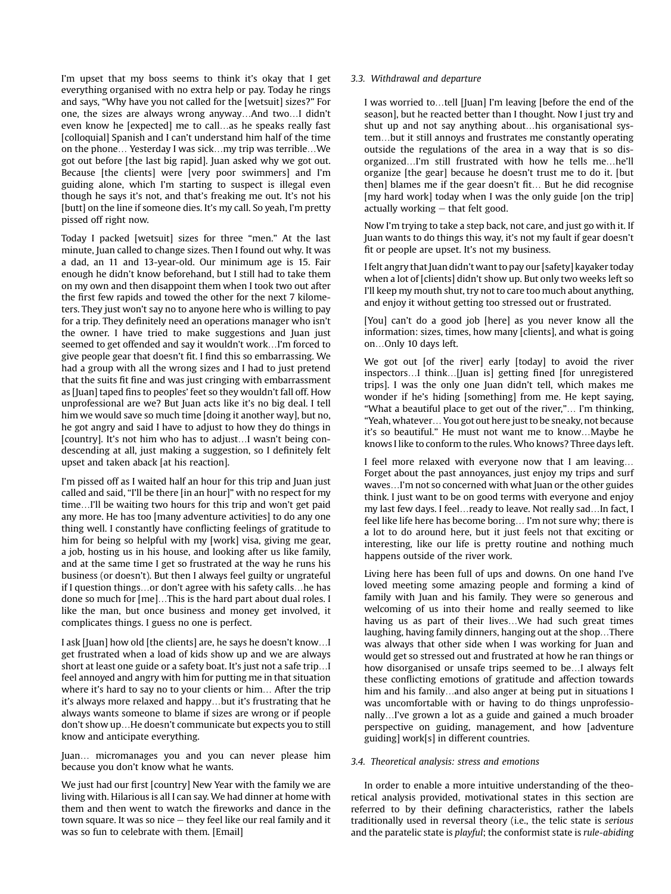I'm upset that my boss seems to think it's okay that I get everything organised with no extra help or pay. Today he rings and says, "Why have you not called for the [wetsuit] sizes?" For one, the sizes are always wrong anyway…And two…I didn't even know he [expected] me to call…as he speaks really fast [colloquial] Spanish and I can't understand him half of the time on the phone… Yesterday I was sick…my trip was terrible…We got out before [the last big rapid]. Juan asked why we got out. Because [the clients] were [very poor swimmers] and I'm guiding alone, which I'm starting to suspect is illegal even though he says it's not, and that's freaking me out. It's not his [butt] on the line if someone dies. It's my call. So yeah, I'm pretty pissed off right now.

Today I packed [wetsuit] sizes for three "men." At the last minute, Juan called to change sizes. Then I found out why. It was a dad, an 11 and 13-year-old. Our minimum age is 15. Fair enough he didn't know beforehand, but I still had to take them on my own and then disappoint them when I took two out after the first few rapids and towed the other for the next 7 kilometers. They just won't say no to anyone here who is willing to pay for a trip. They definitely need an operations manager who isn't the owner. I have tried to make suggestions and Juan just seemed to get offended and say it wouldn't work…I'm forced to give people gear that doesn't fit. I find this so embarrassing. We had a group with all the wrong sizes and I had to just pretend that the suits fit fine and was just cringing with embarrassment as [Juan] taped fins to peoples' feet so they wouldn't fall off. How unprofessional are we? But Juan acts like it's no big deal. I tell him we would save so much time [doing it another way], but no, he got angry and said I have to adjust to how they do things in [country]. It's not him who has to adjust…I wasn't being condescending at all, just making a suggestion, so I definitely felt upset and taken aback [at his reaction].

I'm pissed off as I waited half an hour for this trip and Juan just called and said, "I'll be there [in an hour]" with no respect for my time…I'll be waiting two hours for this trip and won't get paid any more. He has too [many adventure activities] to do any one thing well. I constantly have conflicting feelings of gratitude to him for being so helpful with my [work] visa, giving me gear, a job, hosting us in his house, and looking after us like family, and at the same time I get so frustrated at the way he runs his business (or doesn't). But then I always feel guilty or ungrateful if I question things…or don't agree with his safety calls…he has done so much for [me]…This is the hard part about dual roles. I like the man, but once business and money get involved, it complicates things. I guess no one is perfect.

I ask [Juan] how old [the clients] are, he says he doesn't know…I get frustrated when a load of kids show up and we are always short at least one guide or a safety boat. It's just not a safe trip…I feel annoyed and angry with him for putting me in that situation where it's hard to say no to your clients or him… After the trip it's always more relaxed and happy…but it's frustrating that he always wants someone to blame if sizes are wrong or if people don't show up…He doesn't communicate but expects you to still know and anticipate everything.

Juan… micromanages you and you can never please him because you don't know what he wants.

We just had our first [country] New Year with the family we are living with. Hilarious is all I can say. We had dinner at home with them and then went to watch the fireworks and dance in the town square. It was so nice – they feel like our real family and it was so fun to celebrate with them. [Email]

### 3.3. Withdrawal and departure

I was worried to…tell [Juan] I'm leaving [before the end of the season], but he reacted better than I thought. Now I just try and shut up and not say anything about…his organisational system…but it still annoys and frustrates me constantly operating outside the regulations of the area in a way that is so disorganized…I'm still frustrated with how he tells me…he'll organize [the gear] because he doesn't trust me to do it. [but then] blames me if the gear doesn't fit… But he did recognise [my hard work] today when I was the only guide [on the trip] actually working – that felt good.

Now I'm trying to take a step back, not care, and just go with it. If Juan wants to do things this way, it's not my fault if gear doesn't fit or people are upset. It's not my business.

I felt angry that Juan didn't want to pay our [safety] kayaker today when a lot of [clients] didn't show up. But only two weeks left so I'll keep my mouth shut, try not to care too much about anything, and enjoy it without getting too stressed out or frustrated.

[You] can't do a good job [here] as you never know all the information: sizes, times, how many [clients], and what is going on…Only 10 days left.

We got out [of the river] early [today] to avoid the river inspectors…I think…[Juan is] getting fined [for unregistered trips]. I was the only one Juan didn't tell, which makes me wonder if he's hiding [something] from me. He kept saying, "What a beautiful place to get out of the river,"… I'm thinking, "Yeah, whatever… You got out here just to be sneaky, not because it's so beautiful." He must not want me to know…Maybe he knows I like to conform to the rules. Who knows? Three days left.

I feel more relaxed with everyone now that I am leaving… Forget about the past annoyances, just enjoy my trips and surf waves…I'm not so concerned with what Juan or the other guides think. I just want to be on good terms with everyone and enjoy my last few days. I feel…ready to leave. Not really sad…In fact, I feel like life here has become boring… I'm not sure why; there is a lot to do around here, but it just feels not that exciting or interesting, like our life is pretty routine and nothing much happens outside of the river work.

Living here has been full of ups and downs. On one hand I've loved meeting some amazing people and forming a kind of family with Juan and his family. They were so generous and welcoming of us into their home and really seemed to like having us as part of their lives…We had such great times laughing, having family dinners, hanging out at the shop…There was always that other side when I was working for Juan and would get so stressed out and frustrated at how he ran things or how disorganised or unsafe trips seemed to be…I always felt these conflicting emotions of gratitude and affection towards him and his family…and also anger at being put in situations I was uncomfortable with or having to do things unprofessionally…I've grown a lot as a guide and gained a much broader perspective on guiding, management, and how [adventure guiding] work[s] in different countries.

### 3.4. Theoretical analysis: stress and emotions

In order to enable a more intuitive understanding of the theoretical analysis provided, motivational states in this section are referred to by their defining characteristics, rather the labels traditionally used in reversal theory (i.e., the telic state is *serious* and the paratelic state is *playful*; the conformist state is *rule-abiding*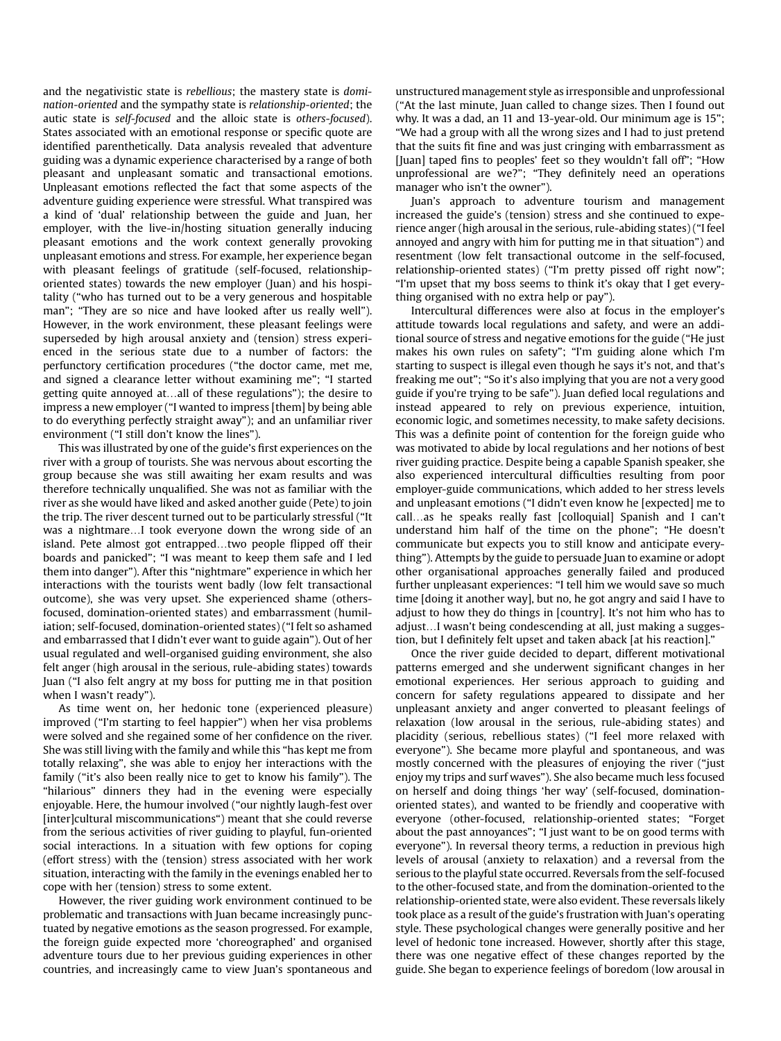and the negativistic state is *rebellious*; the mastery state is *domination-oriented* and the sympathy state is *relationship-oriented*; the autic state is *self-focused* and the alloic state is *others-focused*). States associated with an emotional response or specific quote are identified parenthetically. Data analysis revealed that adventure guiding was a dynamic experience characterised by a range of both pleasant and unpleasant somatic and transactional emotions. Unpleasant emotions reflected the fact that some aspects of the adventure guiding experience were stressful. What transpired was a kind of 'dual' relationship between the guide and Juan, her employer, with the live-in/hosting situation generally inducing pleasant emotions and the work context generally provoking unpleasant emotions and stress. For example, her experience began with pleasant feelings of gratitude (self-focused, relationship-oriented states) towards the new employer (Juan) and his hospitality ("who has turned out to be a very generous and hospitable man"; "They are so nice and have looked after us really well"). However, in the work environment, these pleasant feelings were superseded by high arousal anxiety and (tension) stress experienced in the serious state due to a number of factors: the perfunctory certification procedures ("the doctor came, met me, and signed a clearance letter without examining me"; "I started getting quite annoyed at…all of these regulations"); the desire to impress a new employer ("I wanted to impress [them] by being able to do everything perfectly straight away"); and an unfamiliar river environment ("I still don't know the lines").

This was illustrated by one of the guide's first experiences on the river with a group of tourists. She was nervous about escorting the group because she was still awaiting her exam results and was therefore technically unqualified. She was not as familiar with the river as she would have liked and asked another guide (Pete) to join the trip. The river descent turned out to be particularly stressful ("It was a nightmare…I took everyone down the wrong side of an island. Pete almost got entrapped…two people flipped off their boards and panicked"; "I was meant to keep them safe and I led them into danger"). After this "nightmare" experience in which her interactions with the tourists went badly (low felt transactional outcome), she was very upset. She experienced shame (others-focused, domination-oriented states) and embarrassment (humiliation; self-focused, domination-oriented states) ("I felt so ashamed and embarrassed that I didn't ever want to guide again"). Out of her usual regulated and well-organised guiding environment, she also felt anger (high arousal in the serious, rule-abiding states) towards Juan ("I also felt angry at my boss for putting me in that position when I wasn't ready").

As time went on, her hedonic tone (experienced pleasure) improved ("I'm starting to feel happier") when her visa problems were solved and she regained some of her confidence on the river. She was still living with the family and while this "has kept me from totally relaxing", she was able to enjoy her interactions with the family ("it's also been really nice to get to know his family"). The "hilarious" dinners they had in the evening were especially enjoyable. Here, the humour involved ("our nightly laugh-fest over [inter]cultural miscommunications") meant that she could reverse from the serious activities of river guiding to playful, fun-oriented social interactions. In a situation with few options for coping (effort stress) with the (tension) stress associated with her work situation, interacting with the family in the evenings enabled her to cope with her (tension) stress to some extent.

However, the river guiding work environment continued to be problematic and transactions with Juan became increasingly punctuated by negative emotions as the season progressed. For example, the foreign guide expected more 'choreographed' and organised adventure tours due to her previous guiding experiences in other countries, and increasingly came to view Juan's spontaneous and unstructured management style as irresponsible and unprofessional ("At the last minute, Juan called to change sizes. Then I found out why. It was a dad, an 11 and 13-year-old. Our minimum age is 15"; "We had a group with all the wrong sizes and I had to just pretend that the suits fit fine and was just cringing with embarrassment as [Juan] taped fins to peoples' feet so they wouldn't fall off"; "How unprofessional are we?"; "They definitely need an operations manager who isn't the owner").

Juan's approach to adventure tourism and management increased the guide's (tension) stress and she continued to experience anger (high arousal in the serious, rule-abiding states) ("I feel annoyed and angry with him for putting me in that situation") and resentment (low felt transactional outcome in the self-focused, relationship-oriented states) ("I'm pretty pissed off right now"; "I'm upset that my boss seems to think it's okay that I get everything organised with no extra help or pay").

Intercultural differences were also at focus in the employer's attitude towards local regulations and safety, and were an additional source of stress and negative emotions for the guide ("He just makes his own rules on safety"; "I'm guiding alone which I'm starting to suspect is illegal even though he says it's not, and that's freaking me out"; "So it's also implying that you are not a very good guide if you're trying to be safe"). Juan defied local regulations and instead appeared to rely on previous experience, intuition, economic logic, and sometimes necessity, to make safety decisions. This was a definite point of contention for the foreign guide who was motivated to abide by local regulations and her notions of best river guiding practice. Despite being a capable Spanish speaker, she also experienced intercultural difficulties resulting from poor employer-guide communications, which added to her stress levels and unpleasant emotions ("I didn't even know he [expected] me to call…as he speaks really fast [colloquial] Spanish and I can't understand him half of the time on the phone"; "He doesn't communicate but expects you to still know and anticipate everything"). Attempts by the guide to persuade Juan to examine or adopt other organisational approaches generally failed and produced further unpleasant experiences: "I tell him we would save so much time [doing it another way], but no, he got angry and said I have to adjust to how they do things in [country]. It's not him who has to adjust…I wasn't being condescending at all, just making a suggestion, but I definitely felt upset and taken aback [at his reaction]."

Once the river guide decided to depart, different motivational patterns emerged and she underwent significant changes in her emotional experiences. Her serious approach to guiding and concern for safety regulations appeared to dissipate and her unpleasant anxiety and anger converted to pleasant feelings of relaxation (low arousal in the serious, rule-abiding states) and placidity (serious, rebellious states) ("I feel more relaxed with everyone"). She became more playful and spontaneous, and was mostly concerned with the pleasures of enjoying the river ("just enjoy my trips and surf waves"). She also became much less focused on herself and doing things 'her way' (self-focused, domination-oriented states), and wanted to be friendly and cooperative with everyone (other-focused, relationship-oriented states; "Forget about the past annoyances"; "I just want to be on good terms with everyone"). In reversal theory terms, a reduction in previous high levels of arousal (anxiety to relaxation) and a reversal from the serious to the playful state occurred. Reversals from the self-focused to the other-focused state, and from the domination-oriented to the relationship-oriented state, were also evident. These reversals likely took place as a result of the guide's frustration with Juan's operating style. These psychological changes were generally positive and her level of hedonic tone increased. However, shortly after this stage, there was one negative effect of these changes reported by the guide. She began to experience feelings of boredom (low arousal in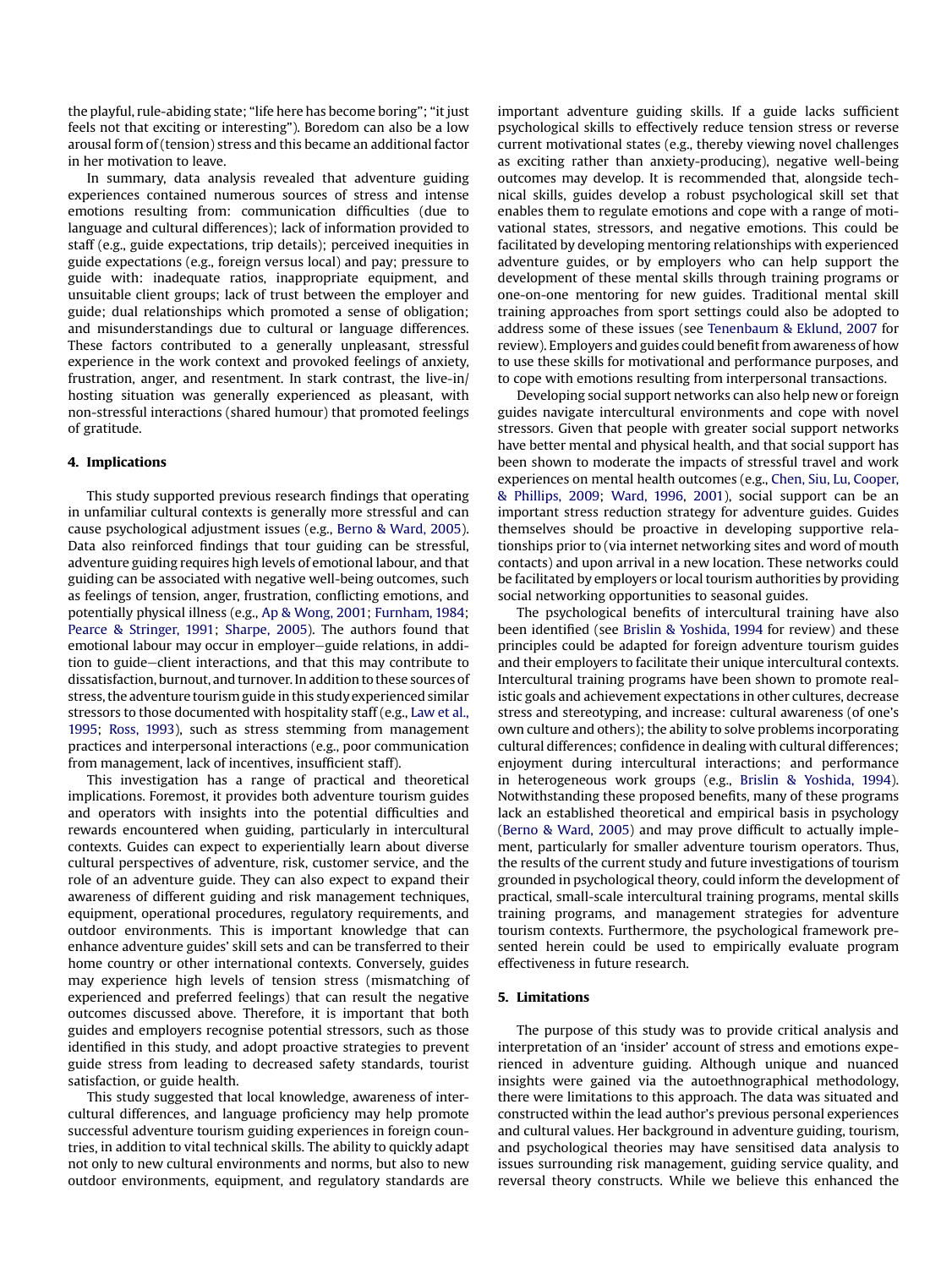the playful, rule-abiding state; "life here has become boring"; "it just feels not that exciting or interesting"). Boredom can also be a low arousal form of (tension) stress and this became an additional factor in her motivation to leave.

In summary, data analysis revealed that adventure guiding experiences contained numerous sources of stress and intense emotions resulting from: communication difficulties (due to language and cultural differences); lack of information provided to staff (e.g., guide expectations, trip details); perceived inequities in guide expectations (e.g., foreign versus local) and pay; pressure to guide with: inadequate ratios, inappropriate equipment, and unsuitable client groups; lack of trust between the employer and guide; dual relationships which promoted a sense of obligation; and misunderstandings due to cultural or language differences. These factors contributed to a generally unpleasant, stressful experience in the work context and provoked feelings of anxiety, frustration, anger, and resentment. In stark contrast, the live-in/hosting situation was generally experienced as pleasant, with non-stressful interactions (shared humour) that promoted feelings of gratitude.

## 4. Implications

This study supported previous research findings that operating in unfamiliar cultural contexts is generally more stressful and can cause psychological adjustment issues (e.g., Berno & Ward, 2005). Data also reinforced findings that tour guiding can be stressful, adventure guiding requires high levels of emotional labour, and that guiding can be associated with negative well-being outcomes, such as feelings of tension, anger, frustration, conflicting emotions, and potentially physical illness (e.g., Ap & Wong, 2001; Furnham, 1984; Pearce & Stringer, 1991; Sharpe, 2005). The authors found that emotional labour may occur in employer–guide relations, in addition to guide–client interactions, and that this may contribute to dissatisfaction, burnout, and turnover. In addition to these sources of stress, the adventure tourism guide in this study experienced similar stressors to those documented with hospitality staff (e.g., Law et al., 1995; Ross, 1993), such as stress stemming from management practices and interpersonal interactions (e.g., poor communication from management, lack of incentives, insufficient staff).

This investigation has a range of practical and theoretical implications. Foremost, it provides both adventure tourism guides and operators with insights into the potential difficulties and rewards encountered when guiding, particularly in intercultural contexts. Guides can expect to experientially learn about diverse cultural perspectives of adventure, risk, customer service, and the role of an adventure guide. They can also expect to expand their awareness of different guiding and risk management techniques, equipment, operational procedures, regulatory requirements, and outdoor environments. This is important knowledge that can enhance adventure guides' skill sets and can be transferred to their home country or other international contexts. Conversely, guides may experience high levels of tension stress (mismatching of experienced and preferred feelings) that can result the negative outcomes discussed above. Therefore, it is important that both guides and employers recognise potential stressors, such as those identified in this study, and adopt proactive strategies to prevent guide stress from leading to decreased safety standards, tourist satisfaction, or guide health.

This study suggested that local knowledge, awareness of intercultural differences, and language proficiency may help promote successful adventure tourism guiding experiences in foreign countries, in addition to vital technical skills. The ability to quickly adapt not only to new cultural environments and norms, but also to new outdoor environments, equipment, and regulatory standards are important adventure guiding skills. If a guide lacks sufficient psychological skills to effectively reduce tension stress or reverse current motivational states (e.g., thereby viewing novel challenges as exciting rather than anxiety-producing), negative well-being outcomes may develop. It is recommended that, alongside technical skills, guides develop a robust psychological skill set that enables them to regulate emotions and cope with a range of motivational states, stressors, and negative emotions. This could be facilitated by developing mentoring relationships with experienced adventure guides, or by employers who can help support the development of these mental skills through training programs or one-on-one mentoring for new guides. Traditional mental skill training approaches from sport settings could also be adopted to address some of these issues (see Tenenbaum & Eklund, 2007 for review). Employers and guides could benefit from awareness of how to use these skills for motivational and performance purposes, and to cope with emotions resulting from interpersonal transactions.

Developing social support networks can also help new or foreign guides navigate intercultural environments and cope with novel stressors. Given that people with greater social support networks have better mental and physical health, and that social support has been shown to moderate the impacts of stressful travel and work experiences on mental health outcomes (e.g., Chen, Siu, Lu, Cooper, & Phillips, 2009; Ward, 1996, 2001), social support can be an important stress reduction strategy for adventure guides. Guides themselves should be proactive in developing supportive relationships prior to (via internet networking sites and word of mouth contacts) and upon arrival in a new location. These networks could be facilitated by employers or local tourism authorities by providing social networking opportunities to seasonal guides.

The psychological benefits of intercultural training have also been identified (see Brislin & Yoshida, 1994 for review) and these principles could be adapted for foreign adventure tourism guides and their employers to facilitate their unique intercultural contexts. Intercultural training programs have been shown to promote realistic goals and achievement expectations in other cultures, decrease stress and stereotyping, and increase: cultural awareness (of one's own culture and others); the ability to solve problems incorporating cultural differences; confidence in dealing with cultural differences; enjoyment during intercultural interactions; and performance in heterogeneous work groups (e.g., Brislin & Yoshida, 1994). Notwithstanding these proposed benefits, many of these programs lack an established theoretical and empirical basis in psychology (Berno & Ward, 2005) and may prove difficult to actually implement, particularly for smaller adventure tourism operators. Thus, the results of the current study and future investigations of tourism grounded in psychological theory, could inform the development of practical, small-scale intercultural training programs, mental skills training programs, and management strategies for adventure tourism contexts. Furthermore, the psychological framework presented herein could be used to empirically evaluate program effectiveness in future research.

## 5. Limitations

The purpose of this study was to provide critical analysis and interpretation of an 'insider' account of stress and emotions experienced in adventure guiding. Although unique and nuanced insights were gained via the autoethnographical methodology, there were limitations to this approach. The data was situated and constructed within the lead author's previous personal experiences and cultural values. Her background in adventure guiding, tourism, and psychological theories may have sensitised data analysis to issues surrounding risk management, guiding service quality, and reversal theory constructs. While we believe this enhanced the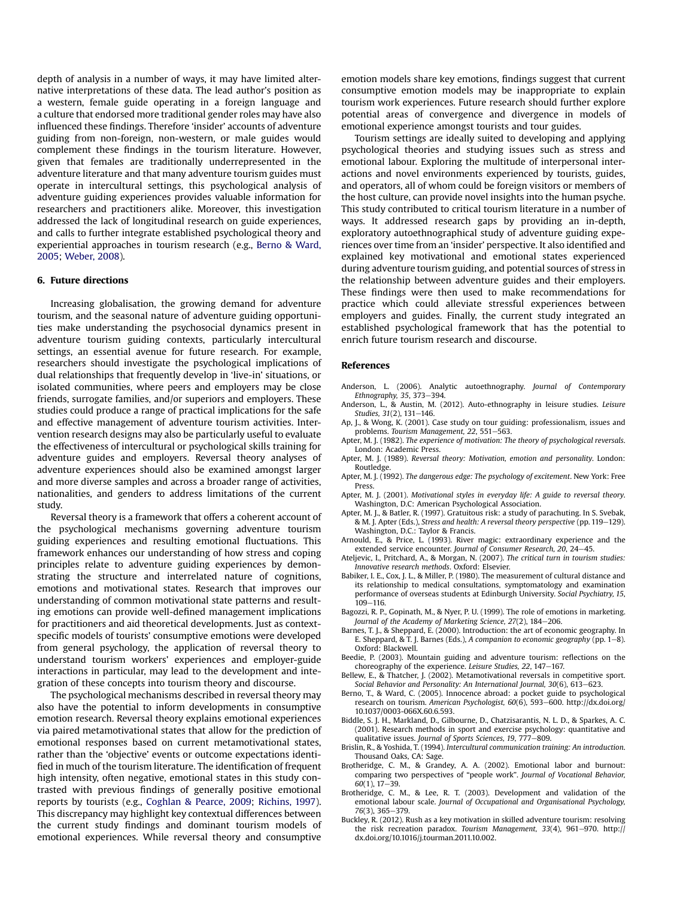depth of analysis in a number of ways, it may have limited alternative interpretations of these data. The lead author's position as a western, female guide operating in a foreign language and a culture that endorsed more traditional gender roles may have also influenced these findings. Therefore 'insider' accounts of adventure guiding from non-foreign, non-western, or male guides would complement these findings in the tourism literature. However, given that females are traditionally underrepresented in the adventure literature and that many adventure tourism guides must operate in intercultural settings, this psychological analysis of adventure guiding experiences provides valuable information for researchers and practitioners alike. Moreover, this investigation addressed the lack of longitudinal research on guide experiences, and calls to further integrate established psychological theory and experiential approaches in tourism research (e.g., Berno & Ward, 2005; Weber, 2008).

## 6. Future directions

Increasing globalisation, the growing demand for adventure tourism, and the seasonal nature of adventure guiding opportunities make understanding the psychosocial dynamics present in adventure tourism guiding contexts, particularly intercultural settings, an essential avenue for future research. For example, researchers should investigate the psychological implications of dual relationships that frequently develop in 'live-in' situations, or isolated communities, where peers and employers may be close friends, surrogate families, and/or superiors and employers. These studies could produce a range of practical implications for the safe and effective management of adventure tourism activities. Intervention research designs may also be particularly useful to evaluate the effectiveness of intercultural or psychological skills training for adventure guides and employers. Reversal theory analyses of adventure experiences should also be examined amongst larger and more diverse samples and across a broader range of activities, nationalities, and genders to address limitations of the current study.

Reversal theory is a framework that offers a coherent account of the psychological mechanisms governing adventure tourism guiding experiences and resulting emotional fluctuations. This framework enhances our understanding of how stress and coping principles relate to adventure guiding experiences by demonstrating the structure and interrelated nature of cognitions, emotions and motivational states. Research that improves our understanding of common motivational state patterns and resulting emotions can provide well-defined management implications for practitioners and aid theoretical developments. Just as context-specific models of tourists' consumptive emotions were developed from general psychology, the application of reversal theory to understand tourism workers' experiences and employer-guide interactions in particular, may lead to the development and integration of these concepts into tourism theory and discourse.

The psychological mechanisms described in reversal theory may also have the potential to inform developments in consumptive emotion research. Reversal theory explains emotional experiences via paired metamotivational states that allow for the prediction of emotional responses based on current metamotivational states, rather than the 'objective' events or outcome expectations identified in much of the tourism literature. The identification of frequent high intensity, often negative, emotional states in this study contrasted with previous findings of generally positive emotional reports by tourists (e.g., Coghlan & Pearce, 2009; Richins, 1997). This discrepancy may highlight key contextual differences between the current study findings and dominant tourism models of emotional experiences. While reversal theory and consumptive emotion models share key emotions, findings suggest that current consumptive emotion models may be inappropriate to explain tourism work experiences. Future research should further explore potential areas of convergence and divergence in models of emotional experience amongst tourists and tour guides.

Tourism settings are ideally suited to developing and applying psychological theories and studying issues such as stress and emotional labour. Exploring the multitude of interpersonal interactions and novel environments experienced by tourists, guides, and operators, all of whom could be foreign visitors or members of the host culture, can provide novel insights into the human psyche. This study contributed to critical tourism literature in a number of ways. It addressed research gaps by providing an in-depth, exploratory autoethnographical study of adventure guiding experiences over time from an 'insider' perspective. It also identified and explained key motivational and emotional states experienced during adventure tourism guiding, and potential sources of stress in the relationship between adventure guides and their employers. These findings were then used to make recommendations for practice which could alleviate stressful experiences between employers and guides. Finally, the current study integrated an established psychological framework that has the potential to enrich future tourism research and discourse.

## References

Anderson, L. (2006). Analytic autoethnography. *Journal of Contemporary Ethnography, 35*, 373–394.

Anderson, L., & Austin, M. (2012). Auto-ethnography in leisure studies. *Leisure Studies, 31*(2), 131–146.

Ap, J., & Wong, K. (2001). Case study on tour guiding: professionalism, issues and problems. *Tourism Management, 22*, 551–563.

Apter, M. J. (1982). *The experience of motivation: The theory of psychological reversals*. London: Academic Press.

Apter, M. J. (1989). *Reversal theory: Motivation, emotion and personality*. London: Routledge.

Apter, M. J. (1992). *The dangerous edge: The psychology of excitement*. New York: Free Press.

Apter, M. J. (2001). *Motivational styles in everyday life: A guide to reversal theory*. Washington, D.C: American Psychological Association.

Apter, M. J., & Batler, R. (1997). Gratuitous risk: a study of parachuting. In S. Svebak, & M. J. Apter (Eds.), *Stress and health: A reversal theory perspective* (pp. 119–129). Washington, D.C.: Taylor & Francis.

Arnould, E., & Price, L. (1993). River magic: extraordinary experience and the extended service encounter. *Journal of Consumer Research, 20*, 24–45.

Ateljevic, I., Pritchard, A., & Morgan, N. (2007). *The critical turn in tourism studies: Innovative research methods*. Oxford: Elsevier.

Babiker, I. E., Cox, J. L., & Miller, P. (1980). The measurement of cultural distance and its relationship to medical consultations, symptomatology and examination performance of overseas students at Edinburgh University. *Social Psychiatry, 15*, 109–116.

Bagozzi, R. P., Gopinath, M., & Nyer, P. U. (1999). The role of emotions in marketing. *Journal of the Academy of Marketing Science, 27*(2), 184–206.

Barnes, T. J., & Sheppard, E. (2000). Introduction: the art of economic geography. In E. Sheppard, & T. J. Barnes (Eds.), *A companion to economic geography* (pp. 1–8). Oxford: Blackwell.

Beedie, P. (2003). Mountain guiding and adventure tourism: reflections on the choreography of the experience. *Leisure Studies, 22*, 147–167.

Bellew, E., & Thatcher, J. (2002). Metamotivational reversals in competitive sport. *Social Behavior and Personality: An International Journal, 30*(6), 613–623.

Berno, T., & Ward, C. (2005). Innocence abroad: a pocket guide to psychological research on tourism. *American Psychologist, 60*(6), 593–600. http://dx.doi.org/10.1037/0003-066X.60.6.593.

Biddle, S. J. H., Markland, D., Gilbourne, D., Chatzisarantis, N. L. D., & Sparkes, A. C. (2001). Research methods in sport and exercise psychology: quantitative and qualitative issues. *Journal of Sports Sciences, 19*, 777–809.

Brislin, R., & Yoshida, T. (1994). *Intercultural communication training: An introduction*. Thousand Oaks, CA: Sage.

Brotheridge, C. M., & Grandey, A. A. (2002). Emotional labor and burnout: comparing two perspectives of "people work". *Journal of Vocational Behavior, 60*(1), 17–39.

Brotheridge, C. M., & Lee, R. T. (2003). Development and validation of the emotional labour scale. *Journal of Occupational and Organisational Psychology, 76*(3), 365–379.

Buckley, R. (2012). Rush as a key motivation in skilled adventure tourism: resolving the risk recreation paradox. *Tourism Management, 33*(4), 961–970. http://dx.doi.org/10.1016/j.tourman.2011.10.002.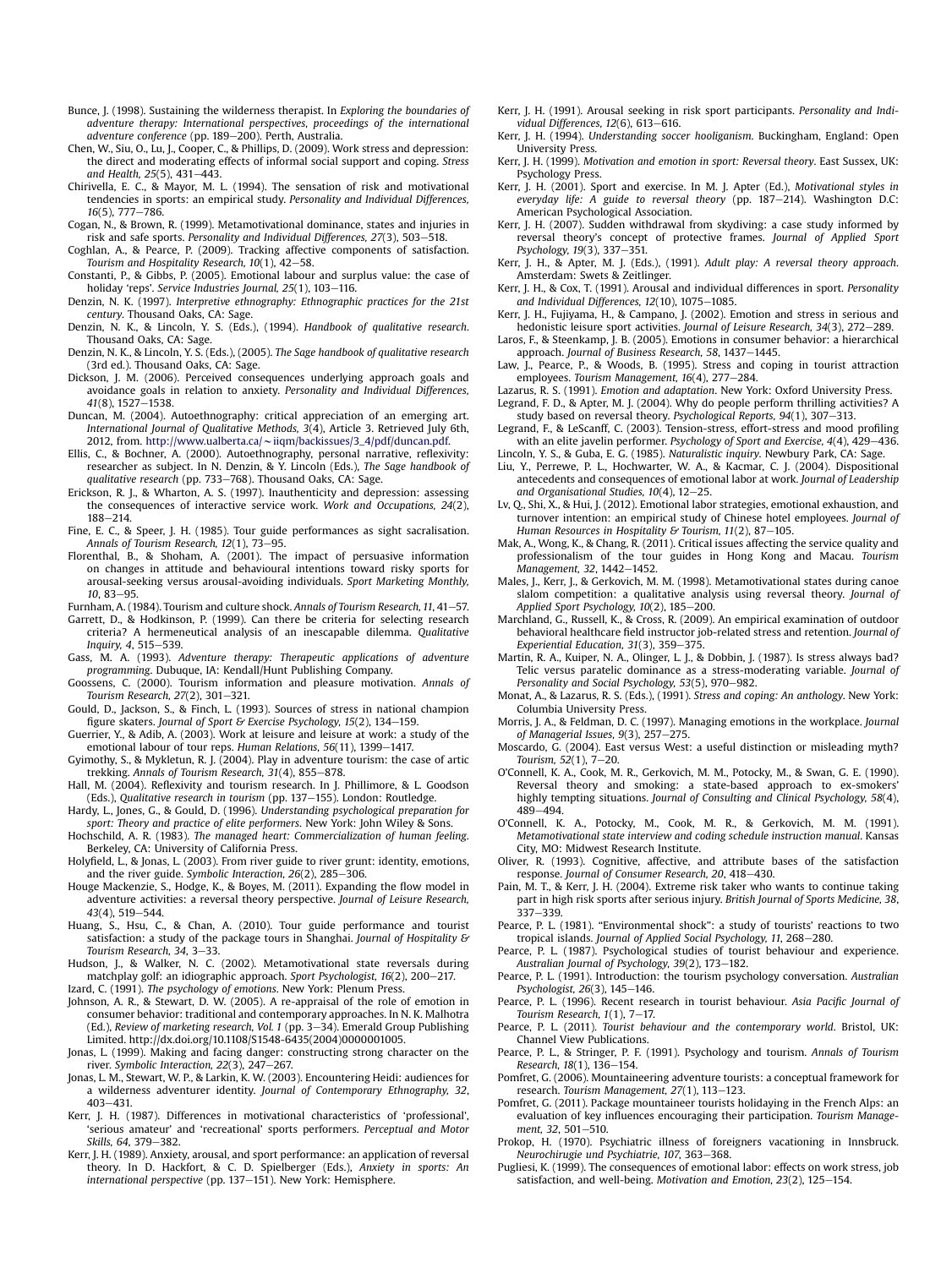Bunce, J. (1998). Sustaining the wilderness therapist. In *Exploring the boundaries of adventure therapy: International perspectives, proceedings of the international adventure conference* (pp. 189–200). Perth, Australia.

Chen, W., Siu, O., Lu, J., Cooper, C., & Phillips, D. (2009). Work stress and depression: the direct and moderating effects of informal social support and coping. *Stress and Health, 25*(5), 431–443.

Chirivella, E. C., & Mayor, M. L. (1994). The sensation of risk and motivational tendencies in sports: an empirical study. *Personality and Individual Differences, 16*(5), 777–786.

Cogan, N., & Brown, R. (1999). Metamotivational dominance, states and injuries in risk and safe sports. *Personality and Individual Differences, 27*(3), 503–518.

Coghlan, A., & Pearce, P. (2009). Tracking affective components of satisfaction. *Tourism and Hospitality Research, 10*(1), 42–58.

Constanti, P., & Gibbs, P. (2005). Emotional labour and surplus value: the case of holiday 'reps'. *Service Industries Journal, 25*(1), 103–116.

Denzin, N. K. (1997). *Interpretive ethnography: Ethnographic practices for the 21st century*. Thousand Oaks, CA: Sage.

Denzin, N. K., & Lincoln, Y. S. (Eds.), (1994). *Handbook of qualitative research*. Thousand Oaks, CA: Sage.

Denzin, N. K., & Lincoln, Y. S. (Eds.), (2005). *The Sage handbook of qualitative research* (3rd ed.). Thousand Oaks, CA: Sage.

Dickson, J. M. (2006). Perceived consequences underlying approach goals and avoidance goals in relation to anxiety. *Personality and Individual Differences, 41*(8), 1527–1538.

Duncan, M. (2004). Autoethnography: critical appreciation of an emerging art. *International Journal of Qualitative Methods, 3*(4), Article 3. Retrieved July 6th, 2012, from. http://www.ualberta.ca/~iiqm/backissues/3_4/pdf/duncan.pdf.

Ellis, C., & Bochner, A. (2000). Autoethnography, personal narrative, reflexivity: researcher as subject. In N. Denzin, & Y. Lincoln (Eds.), *The Sage handbook of qualitative research* (pp. 733–768). Thousand Oaks, CA: Sage.

Erickson, R. J., & Wharton, A. S. (1997). Inauthenticity and depression: assessing the consequences of interactive service work. *Work and Occupations, 24*(2), 188–214.

Fine, E. C., & Speer, J. H. (1985). Tour guide performances as sight sacralisation. *Annals of Tourism Research, 12*(1), 73–95.

Florenthal, B., & Shoham, A. (2001). The impact of persuasive information on changes in attitude and behavioural intentions toward risky sports for arousal-seeking versus arousal-avoiding individuals. *Sport Marketing Monthly, 10*, 83–95.

Furnham, A. (1984). Tourism and culture shock. *Annals of Tourism Research, 11*, 41–57.

Garrett, D., & Hodkinson, P. (1999). Can there be criteria for selecting research criteria? A hermeneutical analysis of an inescapable dilemma. *Qualitative Inquiry, 4*, 515–539.

Gass, M. A. (1993). *Adventure therapy: Therapeutic applications of adventure programming*. Dubuque, IA: Kendall/Hunt Publishing Company.

Goossens, C. (2000). Tourism information and pleasure motivation. *Annals of Tourism Research, 27*(2), 301–321.

Gould, D., Jackson, S., & Finch, L. (1993). Sources of stress in national champion figure skaters. *Journal of Sport & Exercise Psychology, 15*(2), 134–159.

Guerrier, Y., & Adib, A. (2003). Work at leisure and leisure at work: a study of the emotional labour of tour reps. *Human Relations, 56*(11), 1399–1417.

Gyimothy, S., & Mykletun, R. J. (2004). Play in adventure tourism: the case of artic trekking. *Annals of Tourism Research, 31*(4), 855–878.

Hall, M. (2004). Reflexivity and tourism research. In J. Phillimore, & L. Goodson (Eds.), *Qualitative research in tourism* (pp. 137–155). London: Routledge.

Hardy, L., Jones, G., & Gould, D. (1996). *Understanding psychological preparation for sport: Theory and practice of elite performers*. New York: John Wiley & Sons.

Hochschild, A. R. (1983). *The managed heart: Commercialization of human feeling*. Berkeley, CA: University of California Press.

Holyfield, L., & Jonas, L. (2003). From river guide to river grunt: identity, emotions, and the river guide. *Symbolic Interaction, 26*(2), 285–306.

Houge Mackenzie, S., Hodge, K., & Boyes, M. (2011). Expanding the flow model in adventure activities: a reversal theory perspective. *Journal of Leisure Research, 43*(4), 519–544.

Huang, S., Hsu, C., & Chan, A. (2010). Tour guide performance and tourist satisfaction: a study of the package tours in Shanghai. *Journal of Hospitality & Tourism Research, 34*, 3–33.

Hudson, J., & Walker, N. C. (2002). Metamotivational state reversals during matchplay golf: an idiographic approach. *Sport Psychologist, 16*(2), 200–217.

Izard, C. (1991). *The psychology of emotions*. New York: Plenum Press.

Johnson, A. R., & Stewart, D. W. (2005). A re-appraisal of the role of emotion in consumer behavior: traditional and contemporary approaches. In N. K. Malhotra (Ed.), *Review of marketing research, Vol. 1* (pp. 3–34). Emerald Group Publishing Limited. http://dx.doi.org/10.1108/S1548-6435(2004)0000001005.

Jonas, L. (1999). Making and facing danger: constructing strong character on the river. *Symbolic Interaction, 22*(3), 247–267.

Jonas, L. M., Stewart, W. P., & Larkin, K. W. (2003). Encountering Heidi: audiences for a wilderness adventurer identity. *Journal of Contemporary Ethnography, 32*, 403–431.

Kerr, J. H. (1987). Differences in motivational characteristics of 'professional', 'serious amateur' and 'recreational' sports performers. *Perceptual and Motor Skills, 64*, 379–382.

Kerr, J. H. (1989). Anxiety, arousal, and sport performance: an application of reversal theory. In D. Hackfort, & C. D. Spielberger (Eds.), *Anxiety in sports: An international perspective* (pp. 137–151). New York: Hemisphere.

Kerr, J. H. (1991). Arousal seeking in risk sport participants. *Personality and Individual Differences, 12*(6), 613–616.

Kerr, J. H. (1994). *Understanding soccer hooliganism*. Buckingham, England: Open University Press.

Kerr, J. H. (1999). *Motivation and emotion in sport: Reversal theory*. East Sussex, UK: Psychology Press.

Kerr, J. H. (2001). Sport and exercise. In M. J. Apter (Ed.), *Motivational styles in everyday life: A guide to reversal theory* (pp. 187–214). Washington D.C: American Psychological Association.

Kerr, J. H. (2007). Sudden withdrawal from skydiving: a case study informed by reversal theory's concept of protective frames. *Journal of Applied Sport Psychology, 19*(3), 337–351.

Kerr, J. H., & Apter, M. J. (Eds.), (1991). *Adult play: A reversal theory approach*. Amsterdam: Swets & Zeitlinger.

Kerr, J. H., & Cox, T. (1991). Arousal and individual differences in sport. *Personality and Individual Differences, 12*(10), 1075–1085.

Kerr, J. H., Fujiyama, H., & Campano, J. (2002). Emotion and stress in serious and hedonistic leisure sport activities. *Journal of Leisure Research, 34*(3), 272–289.

Laros, F., & Steenkamp, J. B. (2005). Emotions in consumer behavior: a hierarchical approach. *Journal of Business Research, 58*, 1437–1445.

Law, J., Pearce, P., & Woods, B. (1995). Stress and coping in tourist attraction employees. *Tourism Management, 16*(4), 277–284.

Lazarus, R. S. (1991). *Emotion and adaptation*. New York: Oxford University Press.

Legrand, F. D., & Apter, M. J. (2004). Why do people perform thrilling activities? A study based on reversal theory. *Psychological Reports, 94*(1), 307–313.

Legrand, F., & LeScanff, C. (2003). Tension-stress, effort-stress and mood profiling with an elite javelin performer. *Psychology of Sport and Exercise, 4*(4), 429–436.

Lincoln, Y. S., & Guba, E. G. (1985). *Naturalistic inquiry*. Newbury Park, CA: Sage.

Liu, Y., Perrewe, P. L., Hochwarter, W. A., & Kacmar, C. J. (2004). Dispositional antecedents and consequences of emotional labor at work. *Journal of Leadership and Organisational Studies, 10*(4), 12–25.

Lv, Q., Shi, X., & Hui, J. (2012). Emotional labor strategies, emotional exhaustion, and turnover intention: an empirical study of Chinese hotel employees. *Journal of Human Resources in Hospitality & Tourism, 11*(2), 87–105.

Mak, A., Wong, K., & Chang, R. (2011). Critical issues affecting the service quality and professionalism of the tour guides in Hong Kong and Macau. *Tourism Management, 32*, 1442–1452.

Males, J., Kerr, J., & Gerkovich, M. M. (1998). Metamotivational states during canoe slalom competition: a qualitative analysis using reversal theory. *Journal of Applied Sport Psychology, 10*(2), 185–200.

Marchland, G., Russell, K., & Cross, R. (2009). An empirical examination of outdoor behavioral healthcare field instructor job-related stress and retention. *Journal of Experiential Education, 31*(3), 359–375.

Martin, R. A., Kuiper, N. A., Olinger, L. J., & Dobbin, J. (1987). Is stress always bad? Telic versus paratelic dominance as a stress-moderating variable. *Journal of Personality and Social Psychology, 53*(5), 970–982.

Monat, A., & Lazarus, R. S. (Eds.), (1991). *Stress and coping: An anthology*. New York: Columbia University Press.

Morris, J. A., & Feldman, D. C. (1997). Managing emotions in the workplace. *Journal of Managerial Issues, 9*(3), 257–275.

Moscardo, G. (2004). East versus West: a useful distinction or misleading myth? *Tourism, 52*(1), 7–20.

O'Connell, K. A., Cook, M. R., Gerkovich, M. M., Potocky, M., & Swan, G. E. (1990). Reversal theory and smoking: a state-based approach to ex-smokers' highly tempting situations. *Journal of Consulting and Clinical Psychology, 58*(4), 489–494.

O'Connell, K. A., Potocky, M., Cook, M. R., & Gerkovich, M. M. (1991). *Metamotivational state interview and coding schedule instruction manual*. Kansas City, MO: Midwest Research Institute.

Oliver, R. (1993). Cognitive, affective, and attribute bases of the satisfaction response. *Journal of Consumer Research, 20*, 418–430.

Pain, M. T., & Kerr, J. H. (2004). Extreme risk taker who wants to continue taking part in high risk sports after serious injury. *British Journal of Sports Medicine, 38*, 337–339.

Pearce, P. L. (1981). "Environmental shock": a study of tourists' reactions to two tropical islands. *Journal of Applied Social Psychology, 11*, 268–280.

Pearce, P. L. (1987). Psychological studies of tourist behaviour and experience. *Australian Journal of Psychology, 39*(2), 173–182.

Pearce, P. L. (1991). Introduction: the tourism psychology conversation. *Australian Psychologist, 26*(3), 145–146.

Pearce, P. L. (1996). Recent research in tourist behaviour. *Asia Pacific Journal of Tourism Research, 1*(1), 7–17.

Pearce, P. L. (2011). *Tourist behaviour and the contemporary world*. Bristol, UK: Channel View Publications.

Pearce, P. L., & Stringer, P. F. (1991). Psychology and tourism. *Annals of Tourism Research, 18*(1), 136–154.

Pomfret, G. (2006). Mountaineering adventure tourists: a conceptual framework for research. *Tourism Management, 27*(1), 113–123.

Pomfret, G. (2011). Package mountaineer tourists holidaying in the French Alps: an evaluation of key influences encouraging their participation. *Tourism Management, 32*, 501–510.

Prokop, H. (1970). Psychiatric illness of foreigners vacationing in Innsbruck. *Neurochirugie und Psychiatrie, 107*, 363–368.

Pugliesi, K. (1999). The consequences of emotional labor: effects on work stress, job satisfaction, and well-being. *Motivation and Emotion, 23*(2), 125–154.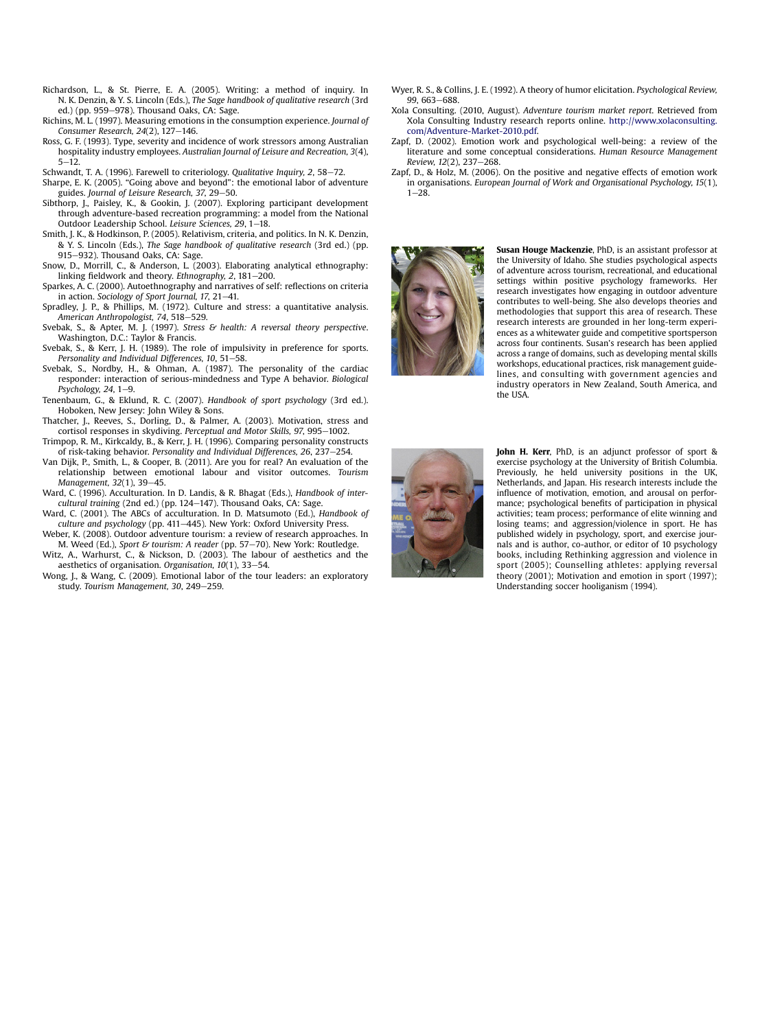Richardson, L., & St. Pierre, E. A. (2005). Writing: a method of inquiry. In N. K. Denzin, & Y. S. Lincoln (Eds.), *The Sage handbook of qualitative research* (3rd ed.) (pp. 959–978). Thousand Oaks, CA: Sage.

Richins, M. L. (1997). Measuring emotions in the consumption experience. *Journal of Consumer Research, 24*(2), 127–146.

Ross, G. F. (1993). Type, severity and incidence of work stressors among Australian hospitality industry employees. *Australian Journal of Leisure and Recreation, 3*(4), 5–12.

Schwandt, T. A. (1996). Farewell to criteriology. *Qualitative Inquiry, 2*, 58–72.

Sharpe, E. K. (2005). "Going above and beyond": the emotional labor of adventure guides. *Journal of Leisure Research, 37*, 29–50.

Sibthorp, J., Paisley, K., & Gookin, J. (2007). Exploring participant development through adventure-based recreation programming: a model from the National Outdoor Leadership School. *Leisure Sciences, 29*, 1–18.

Smith, J. K., & Hodkinson, P. (2005). Relativism, criteria, and politics. In N. K. Denzin, & Y. S. Lincoln (Eds.), *The Sage handbook of qualitative research* (3rd ed.) (pp. 915–932). Thousand Oaks, CA: Sage.

Snow, D., Morrill, C., & Anderson, L. (2003). Elaborating analytical ethnography: linking fieldwork and theory. *Ethnography, 2*, 181–200.

Sparkes, A. C. (2000). Autoethnography and narratives of self: reflections on criteria in action. *Sociology of Sport Journal, 17*, 21–41.

Spradley, J. P., & Phillips, M. (1972). Culture and stress: a quantitative analysis. *American Anthropologist, 74*, 518–529.

Svebak, S., & Apter, M. J. (1997). *Stress & health: A reversal theory perspective*. Washington, D.C.: Taylor & Francis.

Svebak, S., & Kerr, J. H. (1989). The role of impulsivity in preference for sports. *Personality and Individual Differences, 10*, 51–58.

Svebak, S., Nordby, H., & Ohman, A. (1987). The personality of the cardiac responder: interaction of serious-mindedness and Type A behavior. *Biological Psychology, 24*, 1–9.

Tenenbaum, G., & Eklund, R. C. (2007). *Handbook of sport psychology* (3rd ed.). Hoboken, New Jersey: John Wiley & Sons.

Thatcher, J., Reeves, S., Dorling, D., & Palmer, A. (2003). Motivation, stress and cortisol responses in skydiving. *Perceptual and Motor Skills, 97*, 995–1002.

Trimpop, R. M., Kirkcaldy, B., & Kerr, J. H. (1996). Comparing personality constructs of risk-taking behavior. *Personality and Individual Differences, 26*, 237–254.

Van Dijk, P., Smith, L., & Cooper, B. (2011). Are you for real? An evaluation of the relationship between emotional labour and visitor outcomes. *Tourism Management, 32*(1), 39–45.

Ward, C. (1996). Acculturation. In D. Landis, & R. Bhagat (Eds.), *Handbook of intercultural training* (2nd ed.) (pp. 124–147). Thousand Oaks, CA: Sage.

Ward, C. (2001). The ABCs of acculturation. In D. Matsumoto (Ed.), *Handbook of culture and psychology* (pp. 411–445). New York: Oxford University Press.

Weber, K. (2008). Outdoor adventure tourism: a review of research approaches. In M. Weed (Ed.), *Sport & tourism: A reader* (pp. 57–70). New York: Routledge.

Witz, A., Warhurst, C., & Nickson, D. (2003). The labour of aesthetics and the aesthetics of organisation. *Organisation, 10*(1), 33–54.

Wong, J., & Wang, C. (2009). Emotional labor of the tour leaders: an exploratory study. *Tourism Management, 30*, 249–259.

Wyer, R. S., & Collins, J. E. (1992). A theory of humor elicitation. *Psychological Review, 99*, 663–688.

Xola Consulting. (2010, August). *Adventure tourism market report*. Retrieved from Xola Consulting Industry research reports online. http://www.xolaconsulting.com/Adventure-Market-2010.pdf.

Zapf, D. (2002). Emotion work and psychological well-being: a review of the literature and some conceptual considerations. *Human Resource Management Review, 12*(2), 237–268.

Zapf, D., & Holz, M. (2006). On the positive and negative effects of emotion work in organisations. *European Journal of Work and Organisational Psychology, 15*(1), 1–28.

**Susan Houge Mackenzie**, PhD, is an assistant professor at the University of Idaho. She studies psychological aspects of adventure across tourism, recreational, and educational settings within positive psychology frameworks. Her research investigates how engaging in outdoor adventure contributes to well-being. She also develops theories and methodologies that support this area of research. These research interests are grounded in her long-term experiences as a whitewater guide and competitive sportsperson across four continents. Susan's research has been applied across a range of domains, such as developing mental skills workshops, educational practices, risk management guidelines, and consulting with government agencies and industry operators in New Zealand, South America, and the USA.

**John H. Kerr**, PhD, is an adjunct professor of sport & exercise psychology at the University of British Columbia. Previously, he held university positions in the UK, Netherlands, and Japan. His research interests include the influence of motivation, emotion, and arousal on performance; psychological benefits of participation in physical activities; team process; performance of elite winning and losing teams; and aggression/violence in sport. He has published widely in psychology, sport, and exercise journals and is author, co-author, or editor of 10 psychology books, including Rethinking aggression and violence in sport (2005); Counselling athletes: applying reversal theory (2001); Motivation and emotion in sport (1997); Understanding soccer hooliganism (1994).